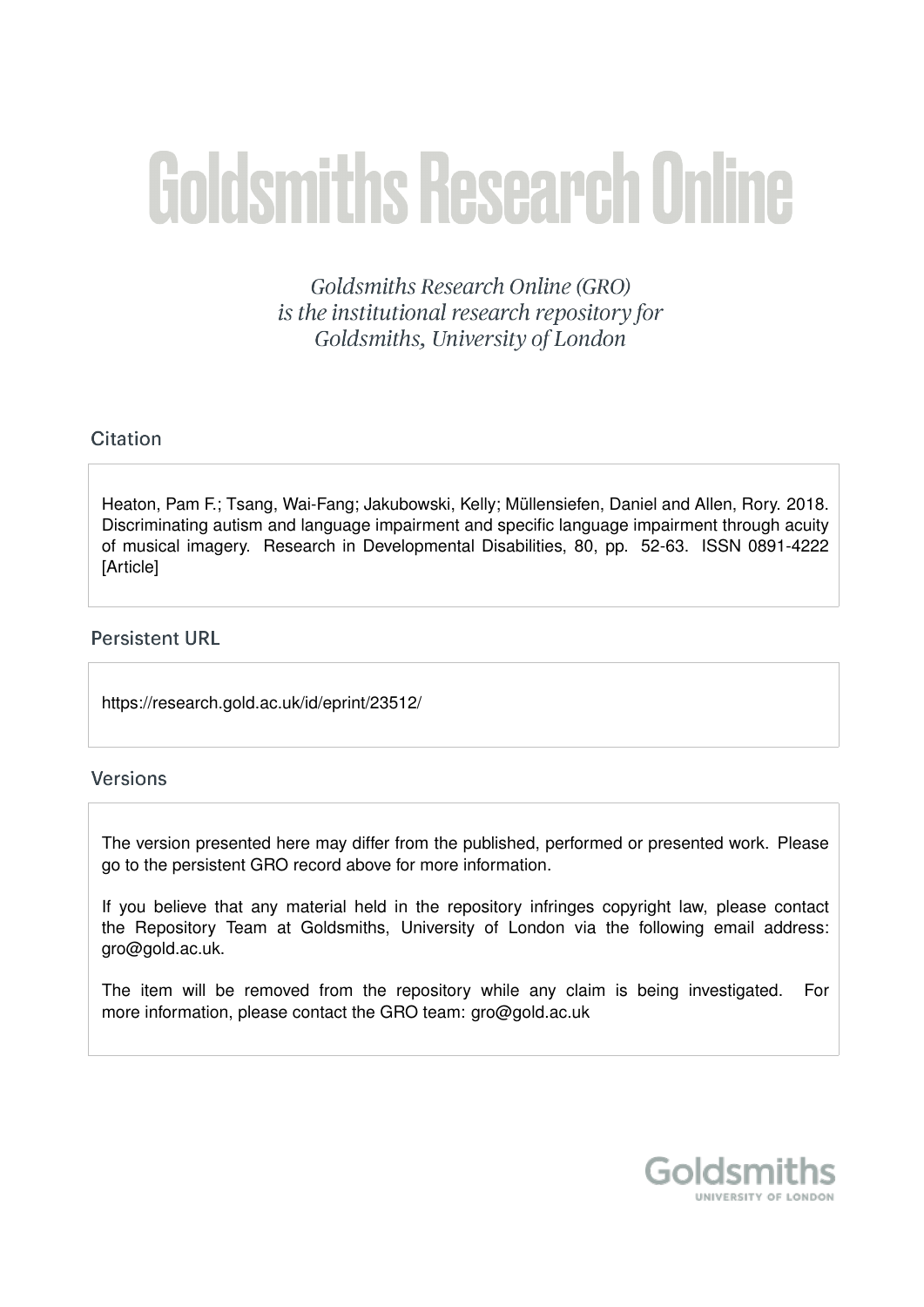# Goldsmiths Research Online

*Goldsmiths Research Online (GRO) is the institutional research repository for Goldsmiths, University of London*

## Citation

Heaton, Pam F.; Tsang, Wai-Fang; Jakubowski, Kelly; Müllensiefen, Daniel and Allen, Rory. 2018. Discriminating autism and language impairment and specific language impairment through acuity of musical imagery. Research in Developmental Disabilities, 80, pp. 52-63. ISSN 0891-4222 [Article]

## Persistent URL

https://research.gold.ac.uk/id/eprint/23512/

## Versions

The version presented here may differ from the published, performed or presented work. Please go to the persistent GRO record above for more information.

If you believe that any material held in the repository infringes copyright law, please contact the Repository Team at Goldsmiths, University of London via the following email address: gro@gold.ac.uk.

The item will be removed from the repository while any claim is being investigated. For more information, please contact the GRO team: gro@gold.ac.uk

Goldsmiths
UNIVERSITY OF LONDON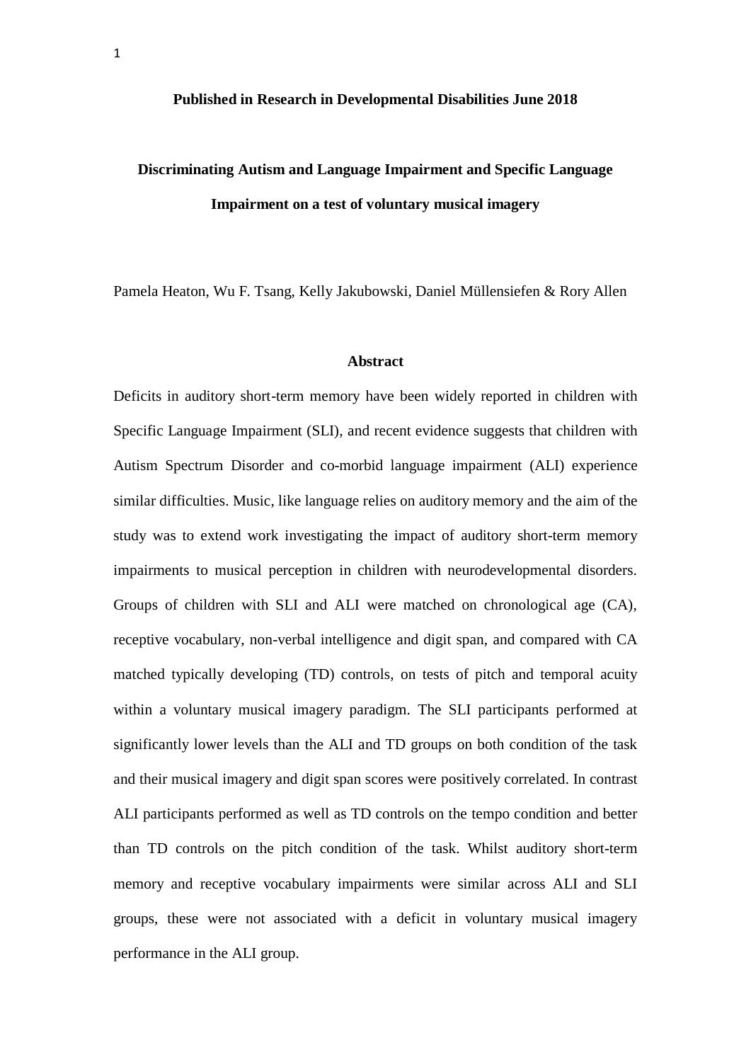**Published in Research in Developmental Disabilities June 2018**

# Discriminating Autism and Language Impairment and Specific Language Impairment on a test of voluntary musical imagery

Pamela Heaton, Wu F. Tsang, Kelly Jakubowski, Daniel Müllensiefen & Rory Allen

## Abstract

Deficits in auditory short-term memory have been widely reported in children with Specific Language Impairment (SLI), and recent evidence suggests that children with Autism Spectrum Disorder and co-morbid language impairment (ALI) experience similar difficulties. Music, like language relies on auditory memory and the aim of the study was to extend work investigating the impact of auditory short-term memory impairments to musical perception in children with neurodevelopmental disorders. Groups of children with SLI and ALI were matched on chronological age (CA), receptive vocabulary, non-verbal intelligence and digit span, and compared with CA matched typically developing (TD) controls, on tests of pitch and temporal acuity within a voluntary musical imagery paradigm. The SLI participants performed at significantly lower levels than the ALI and TD groups on both condition of the task and their musical imagery and digit span scores were positively correlated. In contrast ALI participants performed as well as TD controls on the tempo condition and better than TD controls on the pitch condition of the task. Whilst auditory short-term memory and receptive vocabulary impairments were similar across ALI and SLI groups, these were not associated with a deficit in voluntary musical imagery performance in the ALI group.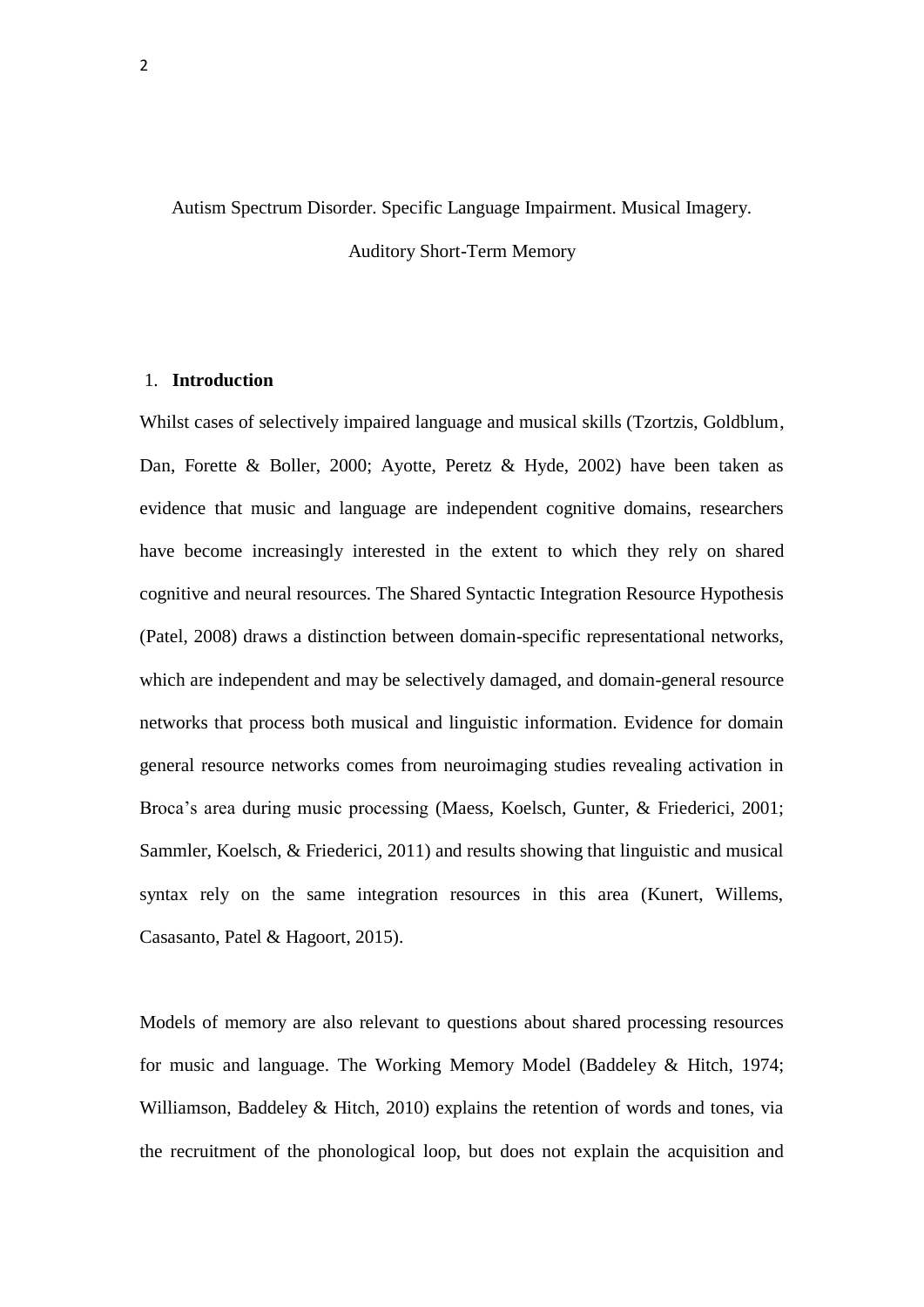Autism Spectrum Disorder. Specific Language Impairment. Musical Imagery. Auditory Short-Term Memory

## 1. Introduction

Whilst cases of selectively impaired language and musical skills (Tzortzis, Goldblum, Dan, Forette & Boller, 2000; Ayotte, Peretz & Hyde, 2002) have been taken as evidence that music and language are independent cognitive domains, researchers have become increasingly interested in the extent to which they rely on shared cognitive and neural resources. The Shared Syntactic Integration Resource Hypothesis (Patel, 2008) draws a distinction between domain-specific representational networks, which are independent and may be selectively damaged, and domain-general resource networks that process both musical and linguistic information. Evidence for domain general resource networks comes from neuroimaging studies revealing activation in Broca's area during music processing (Maess, Koelsch, Gunter, & Friederici, 2001; Sammler, Koelsch, & Friederici, 2011) and results showing that linguistic and musical syntax rely on the same integration resources in this area (Kunert, Willems, Casasanto, Patel & Hagoort, 2015).

Models of memory are also relevant to questions about shared processing resources for music and language. The Working Memory Model (Baddeley & Hitch, 1974; Williamson, Baddeley & Hitch, 2010) explains the retention of words and tones, via the recruitment of the phonological loop, but does not explain the acquisition and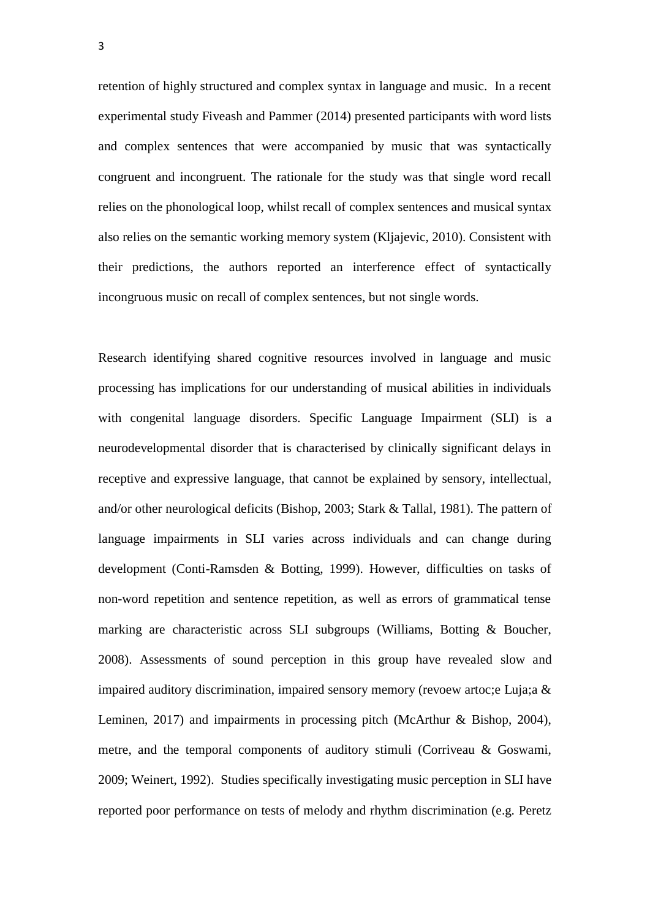retention of highly structured and complex syntax in language and music. In a recent experimental study Fiveash and Pammer (2014) presented participants with word lists and complex sentences that were accompanied by music that was syntactically congruent and incongruent. The rationale for the study was that single word recall relies on the phonological loop, whilst recall of complex sentences and musical syntax also relies on the semantic working memory system (Kljajevic, 2010). Consistent with their predictions, the authors reported an interference effect of syntactically incongruous music on recall of complex sentences, but not single words.

Research identifying shared cognitive resources involved in language and music processing has implications for our understanding of musical abilities in individuals with congenital language disorders. Specific Language Impairment (SLI) is a neurodevelopmental disorder that is characterised by clinically significant delays in receptive and expressive language, that cannot be explained by sensory, intellectual, and/or other neurological deficits (Bishop, 2003; Stark & Tallal, 1981). The pattern of language impairments in SLI varies across individuals and can change during development (Conti-Ramsden & Botting, 1999). However, difficulties on tasks of non-word repetition and sentence repetition, as well as errors of grammatical tense marking are characteristic across SLI subgroups (Williams, Botting & Boucher, 2008). Assessments of sound perception in this group have revealed slow and impaired auditory discrimination, impaired sensory memory (revoew artoc;e Luja;a & Leminen, 2017) and impairments in processing pitch (McArthur & Bishop, 2004), metre, and the temporal components of auditory stimuli (Corriveau & Goswami, 2009; Weinert, 1992). Studies specifically investigating music perception in SLI have reported poor performance on tests of melody and rhythm discrimination (e.g. Peretz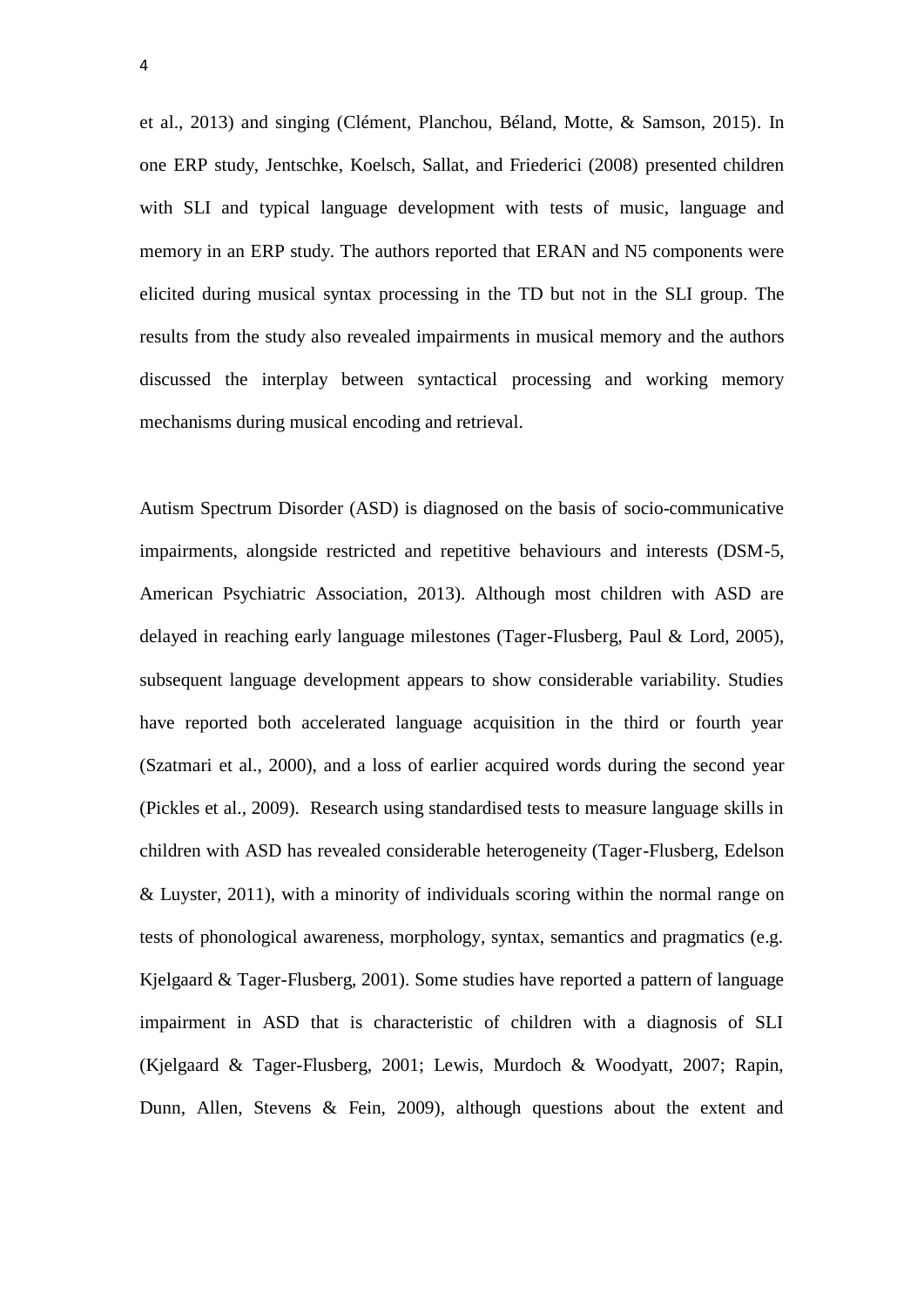et al., 2013) and singing (Clément, Planchou, Béland, Motte, & Samson, 2015). In one ERP study, Jentschke, Koelsch, Sallat, and Friederici (2008) presented children with SLI and typical language development with tests of music, language and memory in an ERP study. The authors reported that ERAN and N5 components were elicited during musical syntax processing in the TD but not in the SLI group. The results from the study also revealed impairments in musical memory and the authors discussed the interplay between syntactical processing and working memory mechanisms during musical encoding and retrieval.

Autism Spectrum Disorder (ASD) is diagnosed on the basis of socio-communicative impairments, alongside restricted and repetitive behaviours and interests (DSM-5, American Psychiatric Association, 2013). Although most children with ASD are delayed in reaching early language milestones (Tager-Flusberg, Paul & Lord, 2005), subsequent language development appears to show considerable variability. Studies have reported both accelerated language acquisition in the third or fourth year (Szatmari et al., 2000), and a loss of earlier acquired words during the second year (Pickles et al., 2009). Research using standardised tests to measure language skills in children with ASD has revealed considerable heterogeneity (Tager-Flusberg, Edelson & Luyster, 2011), with a minority of individuals scoring within the normal range on tests of phonological awareness, morphology, syntax, semantics and pragmatics (e.g. Kjelgaard & Tager-Flusberg, 2001). Some studies have reported a pattern of language impairment in ASD that is characteristic of children with a diagnosis of SLI (Kjelgaard & Tager-Flusberg, 2001; Lewis, Murdoch & Woodyatt, 2007; Rapin, Dunn, Allen, Stevens & Fein, 2009), although questions about the extent and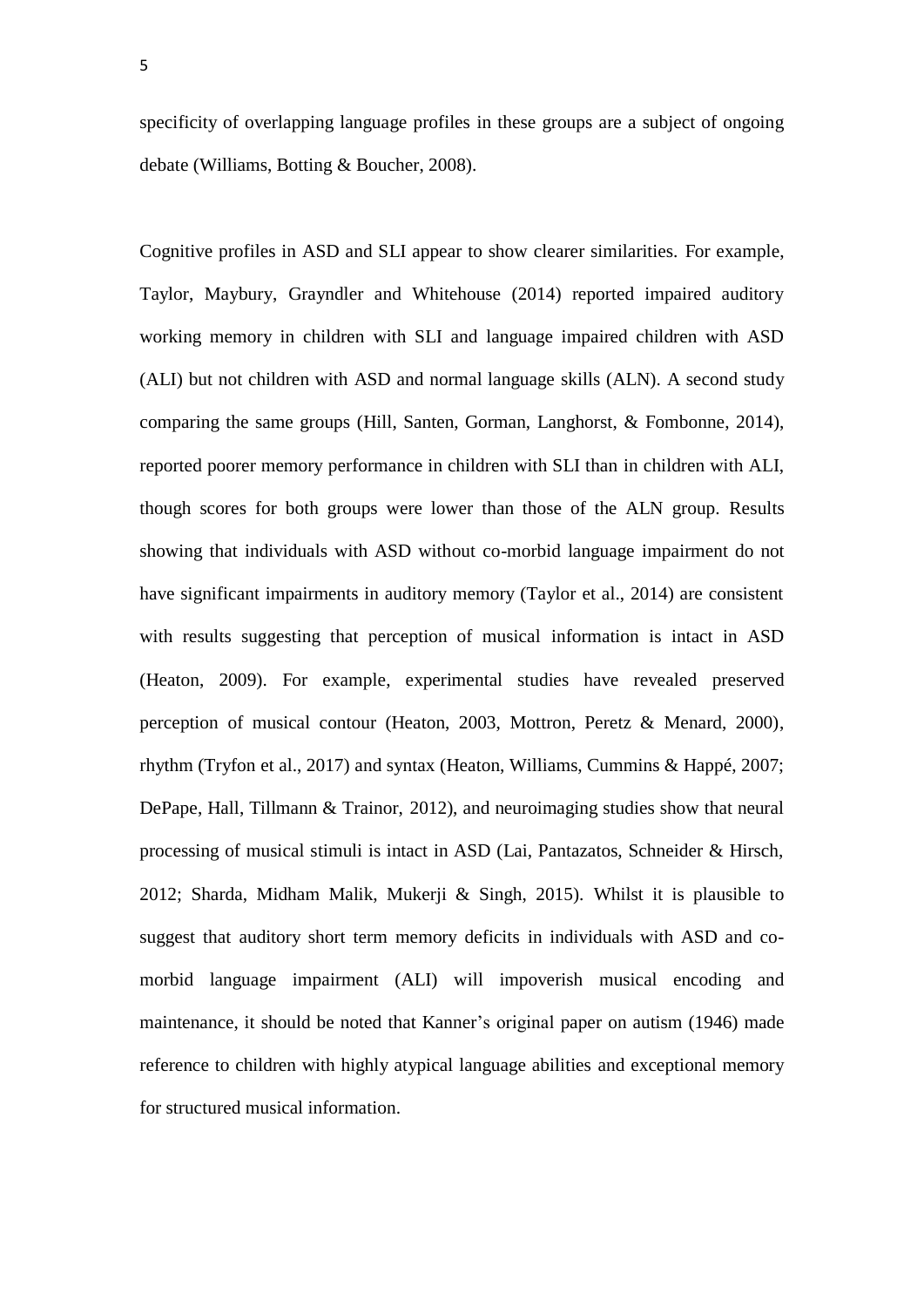specificity of overlapping language profiles in these groups are a subject of ongoing debate (Williams, Botting & Boucher, 2008).

Cognitive profiles in ASD and SLI appear to show clearer similarities. For example, Taylor, Maybury, Grayndler and Whitehouse (2014) reported impaired auditory working memory in children with SLI and language impaired children with ASD (ALI) but not children with ASD and normal language skills (ALN). A second study comparing the same groups (Hill, Santen, Gorman, Langhorst, & Fombonne, 2014), reported poorer memory performance in children with SLI than in children with ALI, though scores for both groups were lower than those of the ALN group. Results showing that individuals with ASD without co-morbid language impairment do not have significant impairments in auditory memory (Taylor et al., 2014) are consistent with results suggesting that perception of musical information is intact in ASD (Heaton, 2009). For example, experimental studies have revealed preserved perception of musical contour (Heaton, 2003, Mottron, Peretz & Menard, 2000), rhythm (Tryfon et al., 2017) and syntax (Heaton, Williams, Cummins & Happé, 2007; DePape, Hall, Tillmann & Trainor, 2012), and neuroimaging studies show that neural processing of musical stimuli is intact in ASD (Lai, Pantazatos, Schneider & Hirsch, 2012; Sharda, Midham Malik, Mukerji & Singh, 2015). Whilst it is plausible to suggest that auditory short term memory deficits in individuals with ASD and co-morbid language impairment (ALI) will impoverish musical encoding and maintenance, it should be noted that Kanner's original paper on autism (1946) made reference to children with highly atypical language abilities and exceptional memory for structured musical information.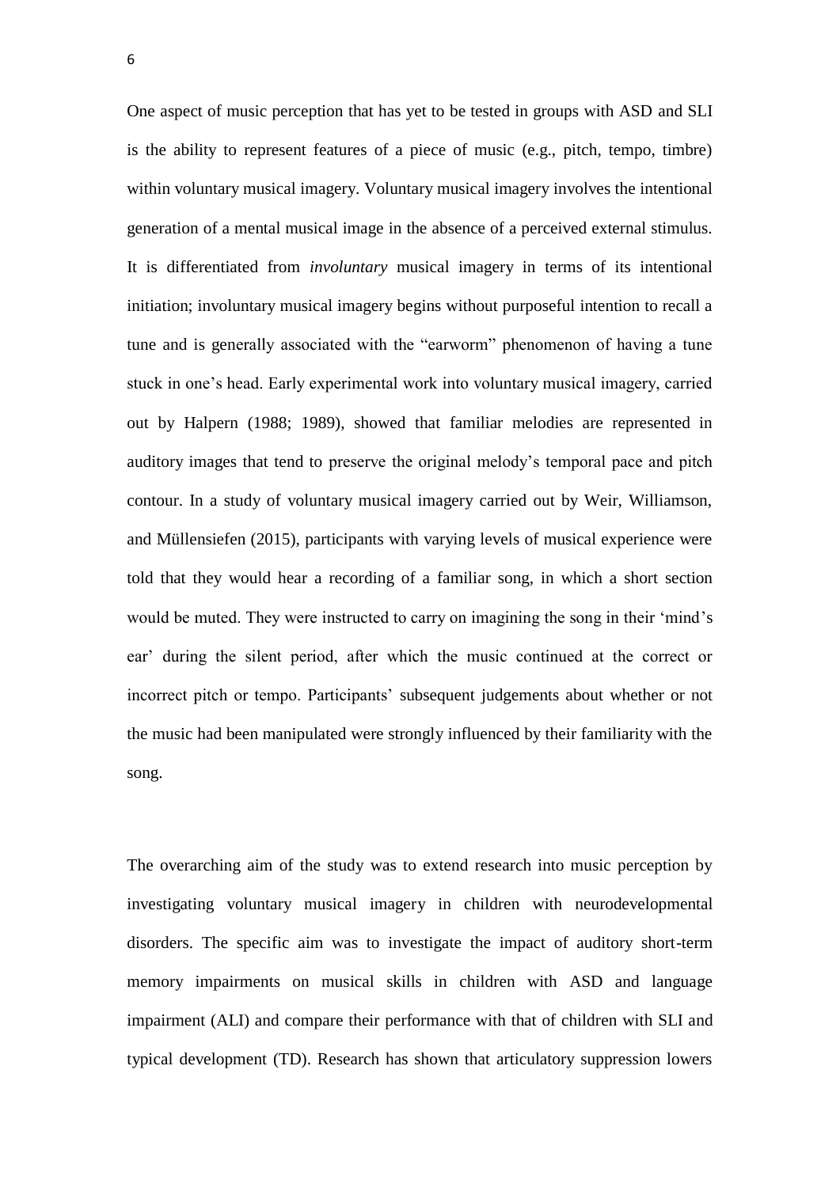One aspect of music perception that has yet to be tested in groups with ASD and SLI is the ability to represent features of a piece of music (e.g., pitch, tempo, timbre) within voluntary musical imagery. Voluntary musical imagery involves the intentional generation of a mental musical image in the absence of a perceived external stimulus. It is differentiated from *involuntary* musical imagery in terms of its intentional initiation; involuntary musical imagery begins without purposeful intention to recall a tune and is generally associated with the "earworm" phenomenon of having a tune stuck in one's head. Early experimental work into voluntary musical imagery, carried out by Halpern (1988; 1989), showed that familiar melodies are represented in auditory images that tend to preserve the original melody's temporal pace and pitch contour. In a study of voluntary musical imagery carried out by Weir, Williamson, and Müllensiefen (2015), participants with varying levels of musical experience were told that they would hear a recording of a familiar song, in which a short section would be muted. They were instructed to carry on imagining the song in their 'mind's ear' during the silent period, after which the music continued at the correct or incorrect pitch or tempo. Participants' subsequent judgements about whether or not the music had been manipulated were strongly influenced by their familiarity with the song.

The overarching aim of the study was to extend research into music perception by investigating voluntary musical imagery in children with neurodevelopmental disorders. The specific aim was to investigate the impact of auditory short-term memory impairments on musical skills in children with ASD and language impairment (ALI) and compare their performance with that of children with SLI and typical development (TD). Research has shown that articulatory suppression lowers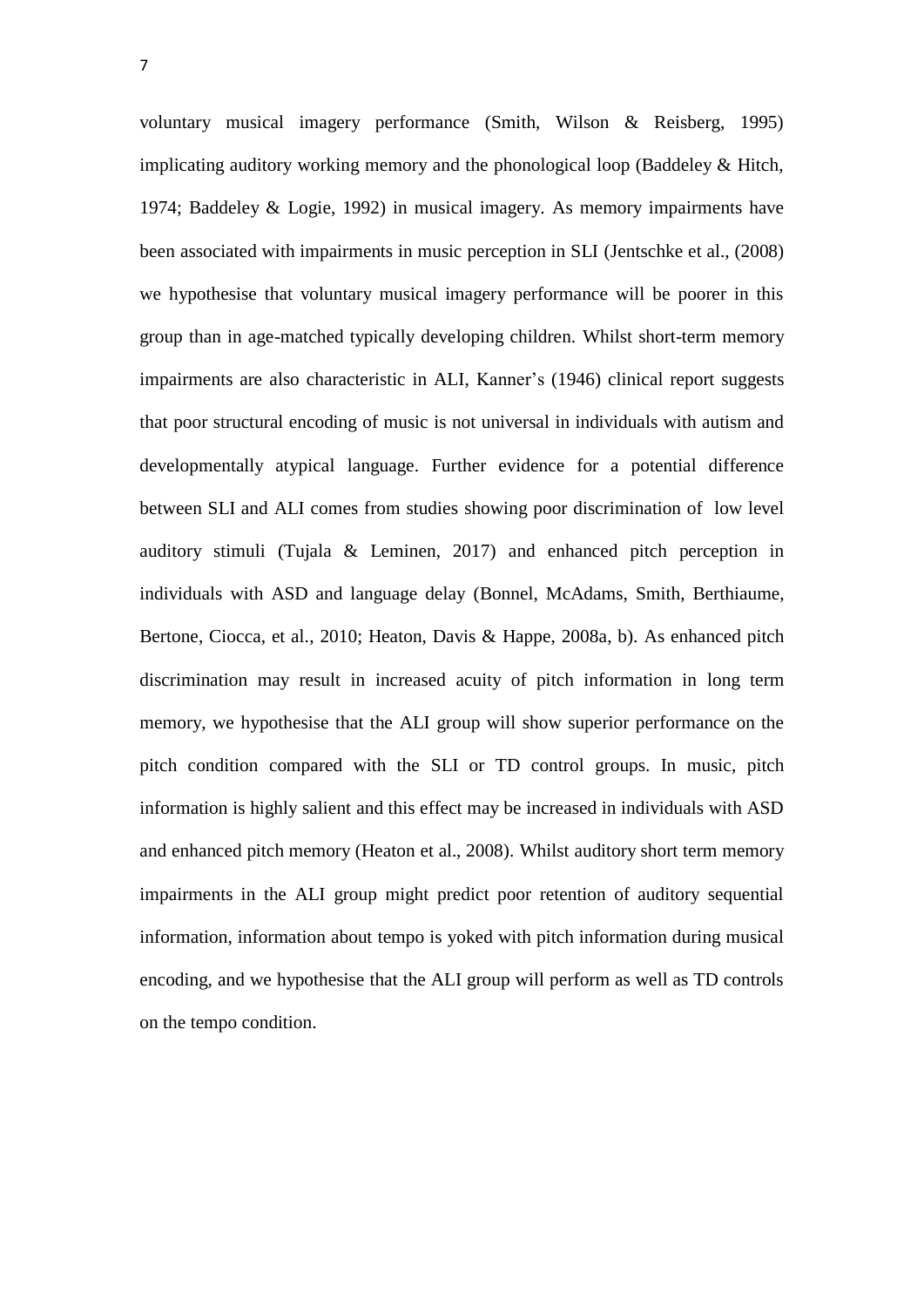voluntary musical imagery performance (Smith, Wilson & Reisberg, 1995) implicating auditory working memory and the phonological loop (Baddeley & Hitch, 1974; Baddeley & Logie, 1992) in musical imagery. As memory impairments have been associated with impairments in music perception in SLI (Jentschke et al., (2008) we hypothesise that voluntary musical imagery performance will be poorer in this group than in age-matched typically developing children. Whilst short-term memory impairments are also characteristic in ALI, Kanner's (1946) clinical report suggests that poor structural encoding of music is not universal in individuals with autism and developmentally atypical language. Further evidence for a potential difference between SLI and ALI comes from studies showing poor discrimination of low level auditory stimuli (Tujala & Leminen, 2017) and enhanced pitch perception in individuals with ASD and language delay (Bonnel, McAdams, Smith, Berthiaume, Bertone, Ciocca, et al., 2010; Heaton, Davis & Happe, 2008a, b). As enhanced pitch discrimination may result in increased acuity of pitch information in long term memory, we hypothesise that the ALI group will show superior performance on the pitch condition compared with the SLI or TD control groups. In music, pitch information is highly salient and this effect may be increased in individuals with ASD and enhanced pitch memory (Heaton et al., 2008). Whilst auditory short term memory impairments in the ALI group might predict poor retention of auditory sequential information, information about tempo is yoked with pitch information during musical encoding, and we hypothesise that the ALI group will perform as well as TD controls on the tempo condition.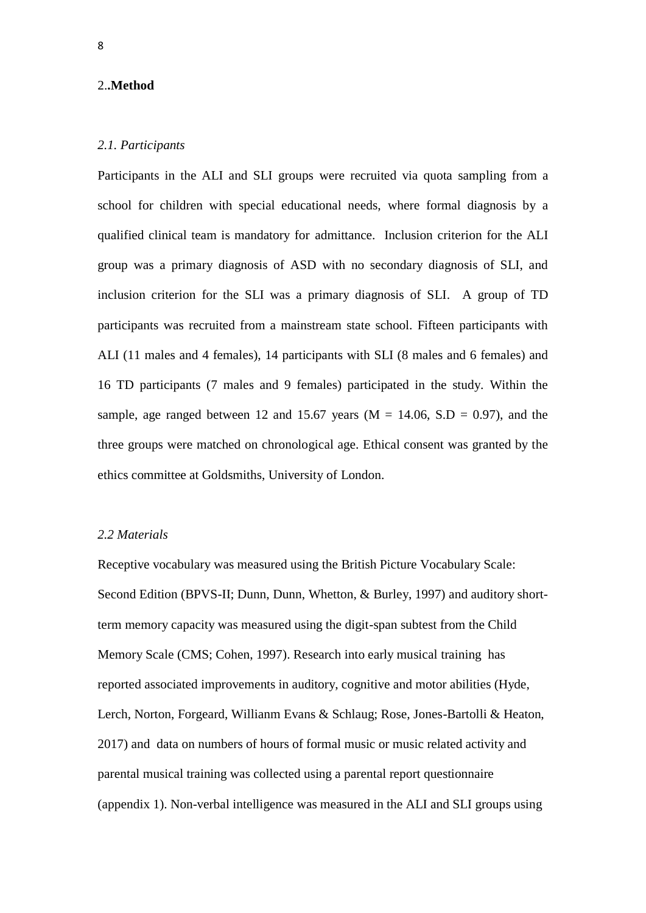## 2..**Method**

### *2.1. Participants*

Participants in the ALI and SLI groups were recruited via quota sampling from a school for children with special educational needs, where formal diagnosis by a qualified clinical team is mandatory for admittance. Inclusion criterion for the ALI group was a primary diagnosis of ASD with no secondary diagnosis of SLI, and inclusion criterion for the SLI was a primary diagnosis of SLI. A group of TD participants was recruited from a mainstream state school. Fifteen participants with ALI (11 males and 4 females), 14 participants with SLI (8 males and 6 females) and 16 TD participants (7 males and 9 females) participated in the study. Within the sample, age ranged between 12 and 15.67 years (M = 14.06, S.D = 0.97), and the three groups were matched on chronological age. Ethical consent was granted by the ethics committee at Goldsmiths, University of London.

### *2.2 Materials*

Receptive vocabulary was measured using the British Picture Vocabulary Scale: Second Edition (BPVS-II; Dunn, Dunn, Whetton, & Burley, 1997) and auditory short-term memory capacity was measured using the digit-span subtest from the Child Memory Scale (CMS; Cohen, 1997). Research into early musical training has reported associated improvements in auditory, cognitive and motor abilities (Hyde, Lerch, Norton, Forgeard, Willianm Evans & Schlaug; Rose, Jones-Bartolli & Heaton, 2017) and data on numbers of hours of formal music or music related activity and parental musical training was collected using a parental report questionnaire (appendix 1). Non-verbal intelligence was measured in the ALI and SLI groups using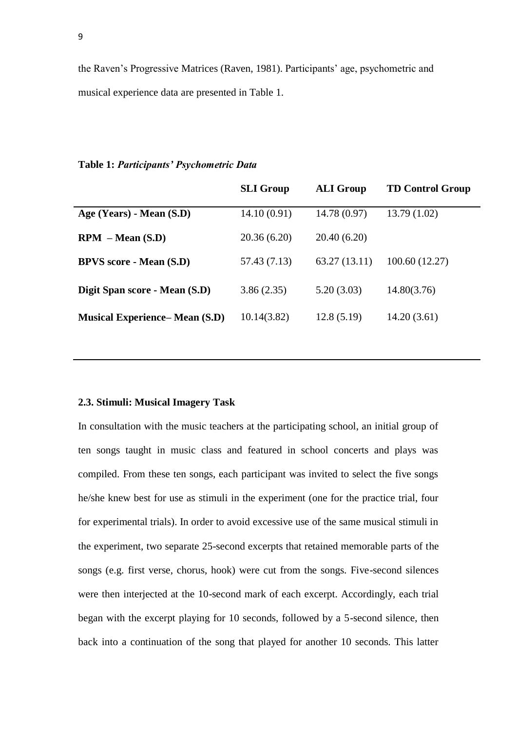the Raven's Progressive Matrices (Raven, 1981). Participants' age, psychometric and musical experience data are presented in Table 1.

**Table 1:** ***Participants' Psychometric Data***

| | **SLI Group** | **ALI Group** | **TD Control Group** |
|---|---|---|---|
| **Age (Years) - Mean (S.D)** | 14.10 (0.91) | 14.78 (0.97) | 13.79 (1.02) |
| **RPM – Mean (S.D)** | 20.36 (6.20) | 20.40 (6.20) | |
| **BPVS score - Mean (S.D)** | 57.43 (7.13) | 63.27 (13.11) | 100.60 (12.27) |
| **Digit Span score - Mean (S.D)** | 3.86 (2.35) | 5.20 (3.03) | 14.80(3.76) |
| **Musical Experience– Mean (S.D)** | 10.14(3.82) | 12.8 (5.19) | 14.20 (3.61) |

### 2.3. Stimuli: Musical Imagery Task

In consultation with the music teachers at the participating school, an initial group of ten songs taught in music class and featured in school concerts and plays was compiled. From these ten songs, each participant was invited to select the five songs he/she knew best for use as stimuli in the experiment (one for the practice trial, four for experimental trials). In order to avoid excessive use of the same musical stimuli in the experiment, two separate 25-second excerpts that retained memorable parts of the songs (e.g. first verse, chorus, hook) were cut from the songs. Five-second silences were then interjected at the 10-second mark of each excerpt. Accordingly, each trial began with the excerpt playing for 10 seconds, followed by a 5-second silence, then back into a continuation of the song that played for another 10 seconds. This latter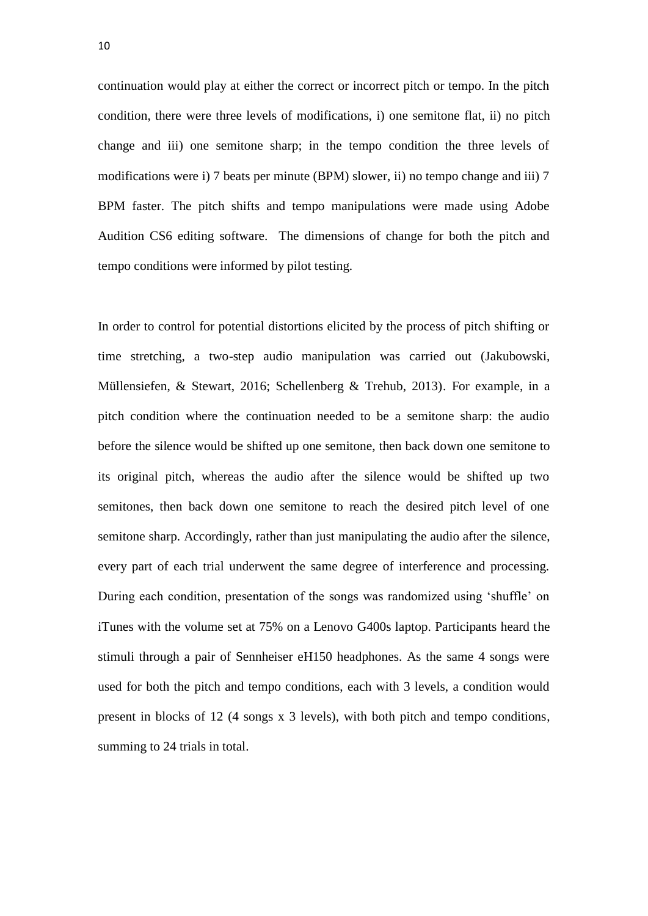continuation would play at either the correct or incorrect pitch or tempo. In the pitch condition, there were three levels of modifications, i) one semitone flat, ii) no pitch change and iii) one semitone sharp; in the tempo condition the three levels of modifications were i) 7 beats per minute (BPM) slower, ii) no tempo change and iii) 7 BPM faster. The pitch shifts and tempo manipulations were made using Adobe Audition CS6 editing software. The dimensions of change for both the pitch and tempo conditions were informed by pilot testing.

In order to control for potential distortions elicited by the process of pitch shifting or time stretching, a two-step audio manipulation was carried out (Jakubowski, Müllensiefen, & Stewart, 2016; Schellenberg & Trehub, 2013). For example, in a pitch condition where the continuation needed to be a semitone sharp: the audio before the silence would be shifted up one semitone, then back down one semitone to its original pitch, whereas the audio after the silence would be shifted up two semitones, then back down one semitone to reach the desired pitch level of one semitone sharp. Accordingly, rather than just manipulating the audio after the silence, every part of each trial underwent the same degree of interference and processing. During each condition, presentation of the songs was randomized using 'shuffle' on iTunes with the volume set at 75% on a Lenovo G400s laptop. Participants heard the stimuli through a pair of Sennheiser eH150 headphones. As the same 4 songs were used for both the pitch and tempo conditions, each with 3 levels, a condition would present in blocks of 12 (4 songs x 3 levels), with both pitch and tempo conditions, summing to 24 trials in total.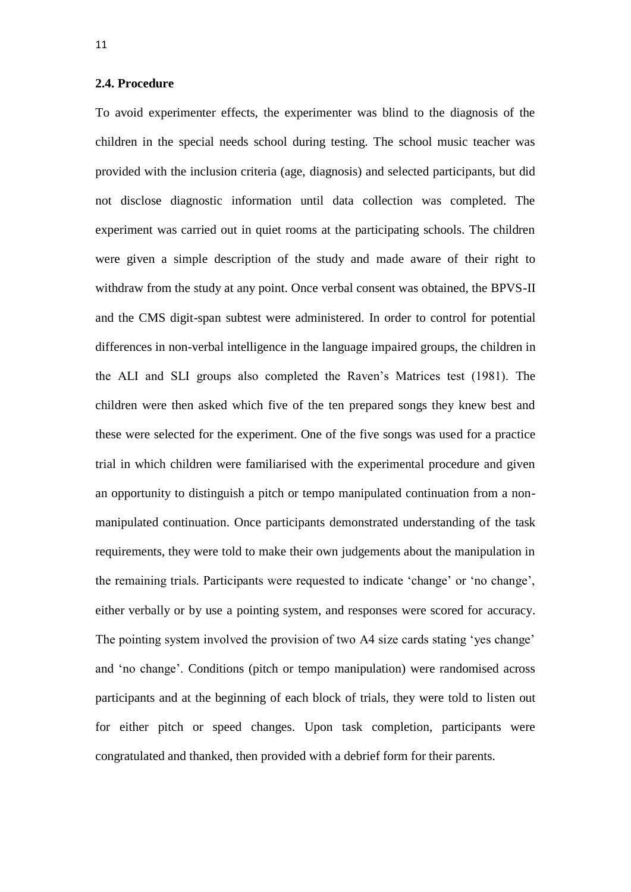### 2.4. Procedure

To avoid experimenter effects, the experimenter was blind to the diagnosis of the children in the special needs school during testing. The school music teacher was provided with the inclusion criteria (age, diagnosis) and selected participants, but did not disclose diagnostic information until data collection was completed. The experiment was carried out in quiet rooms at the participating schools. The children were given a simple description of the study and made aware of their right to withdraw from the study at any point. Once verbal consent was obtained, the BPVS-II and the CMS digit-span subtest were administered. In order to control for potential differences in non-verbal intelligence in the language impaired groups, the children in the ALI and SLI groups also completed the Raven's Matrices test (1981). The children were then asked which five of the ten prepared songs they knew best and these were selected for the experiment. One of the five songs was used for a practice trial in which children were familiarised with the experimental procedure and given an opportunity to distinguish a pitch or tempo manipulated continuation from a non-manipulated continuation. Once participants demonstrated understanding of the task requirements, they were told to make their own judgements about the manipulation in the remaining trials. Participants were requested to indicate 'change' or 'no change', either verbally or by use a pointing system, and responses were scored for accuracy. The pointing system involved the provision of two A4 size cards stating 'yes change' and 'no change'. Conditions (pitch or tempo manipulation) were randomised across participants and at the beginning of each block of trials, they were told to listen out for either pitch or speed changes. Upon task completion, participants were congratulated and thanked, then provided with a debrief form for their parents.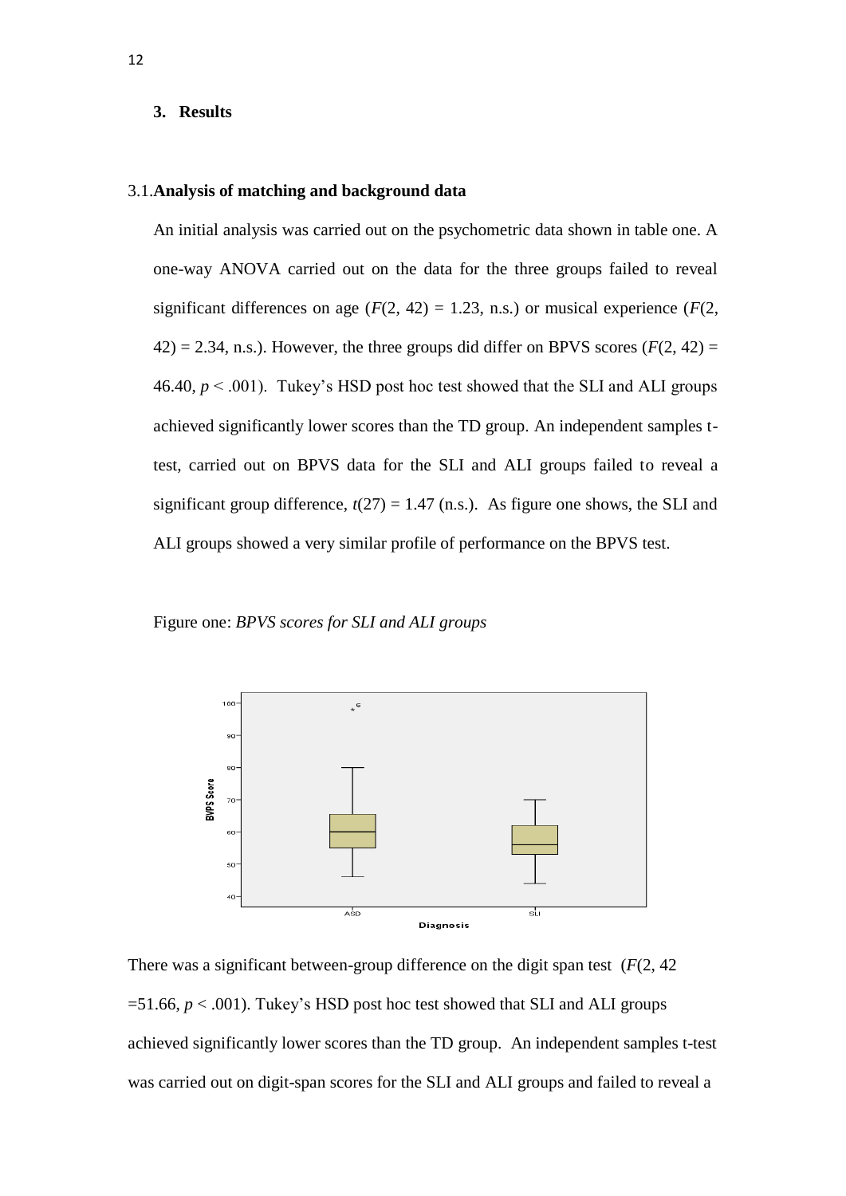## 3. Results

### 3.1. Analysis of matching and background data

An initial analysis was carried out on the psychometric data shown in table one. A one-way ANOVA carried out on the data for the three groups failed to reveal significant differences on age ($F(2, 42) = 1.23$, n.s.) or musical experience ($F(2, 42) = 2.34$, n.s.). However, the three groups did differ on BPVS scores ($F(2, 42) = 46.40$, $p < .001$). Tukey's HSD post hoc test showed that the SLI and ALI groups achieved significantly lower scores than the TD group. An independent samples t-test, carried out on BPVS data for the SLI and ALI groups failed to reveal a significant group difference, $t(27) = 1.47$ (n.s.). As figure one shows, the SLI and ALI groups showed a very similar profile of performance on the BPVS test.

Figure one: *BPVS scores for SLI and ALI groups*

There was a significant between-group difference on the digit span test ($F(2, 42 = 51.66$, $p < .001$). Tukey's HSD post hoc test showed that SLI and ALI groups achieved significantly lower scores than the TD group. An independent samples t-test was carried out on digit-span scores for the SLI and ALI groups and failed to reveal a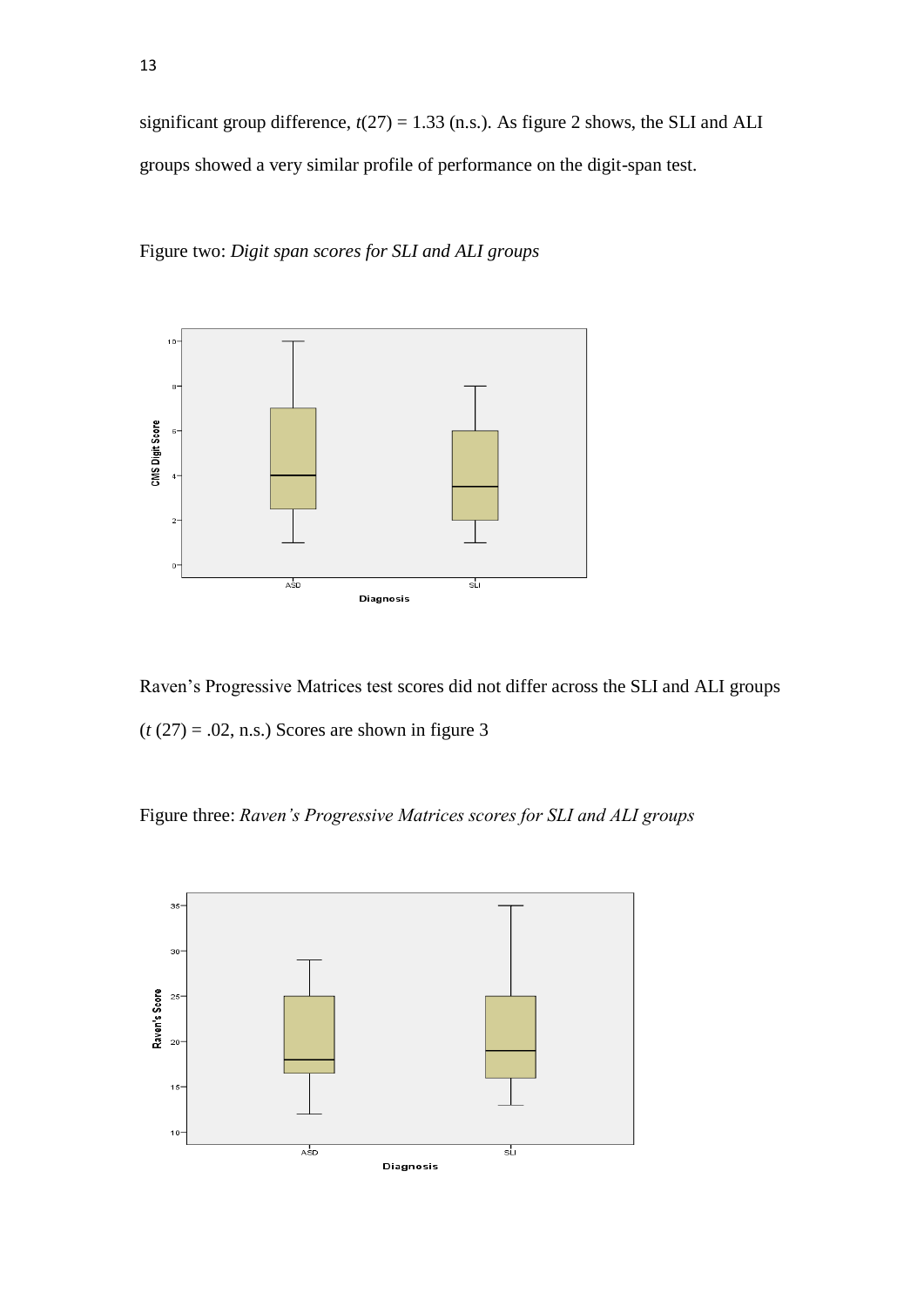significant group difference, $t(27) = 1.33$ (n.s.). As figure 2 shows, the SLI and ALI groups showed a very similar profile of performance on the digit-span test.

Figure two: *Digit span scores for SLI and ALI groups*

Raven's Progressive Matrices test scores did not differ across the SLI and ALI groups ($t\ (27) = .02$, n.s.) Scores are shown in figure 3

Figure three: *Raven's Progressive Matrices scores for SLI and ALI groups*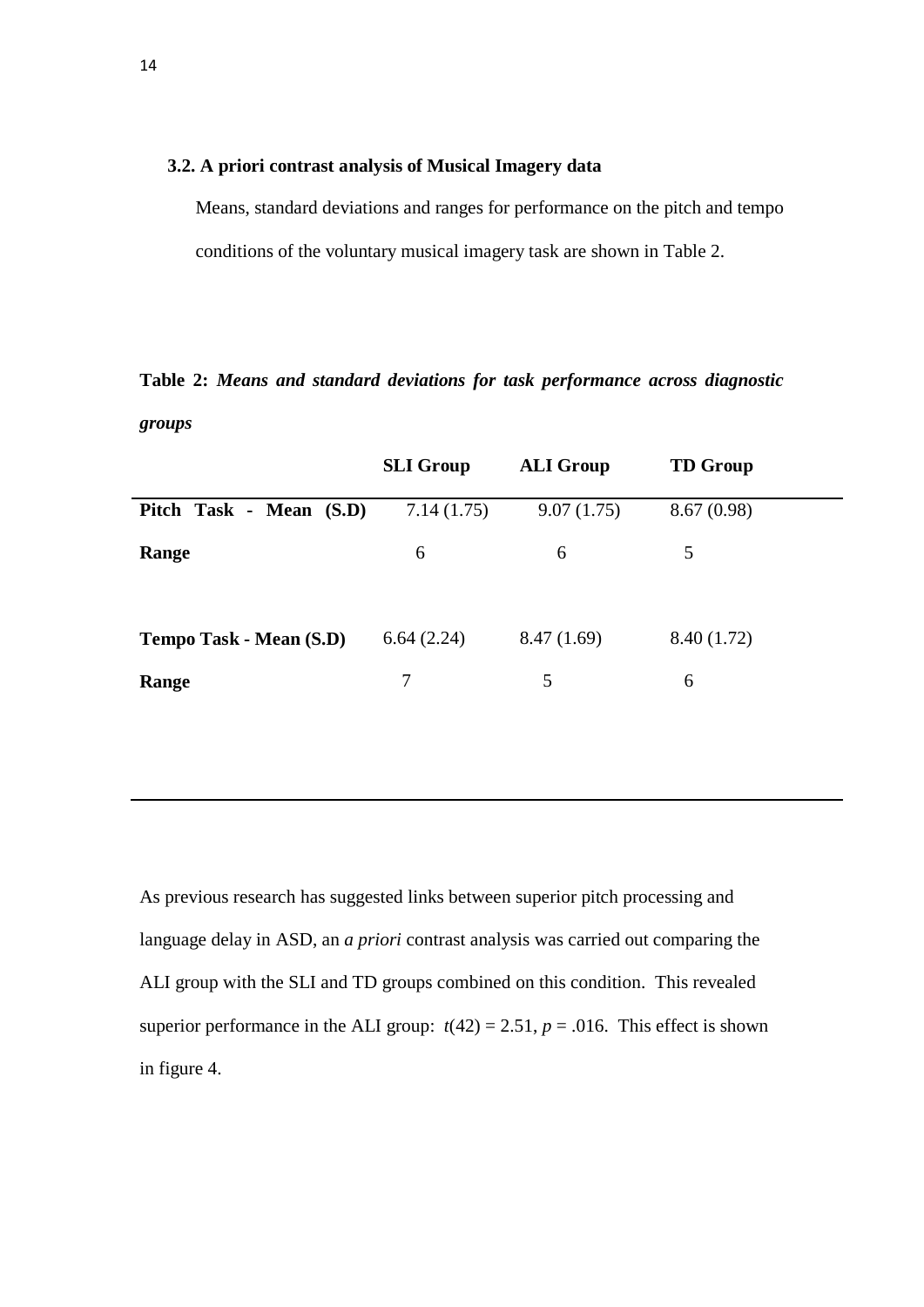### 3.2. A priori contrast analysis of Musical Imagery data

Means, standard deviations and ranges for performance on the pitch and tempo conditions of the voluntary musical imagery task are shown in Table 2.

**Table 2:** ***Means and standard deviations for task performance across diagnostic groups***

| | **SLI Group** | **ALI Group** | **TD Group** |
|---|---|---|---|
| **Pitch Task - Mean (S.D)** | 7.14 (1.75) | 9.07 (1.75) | 8.67 (0.98) |
| **Range** | 6 | 6 | 5 |
| | | | |
| **Tempo Task - Mean (S.D)** | 6.64 (2.24) | 8.47 (1.69) | 8.40 (1.72) |
| **Range** | 7 | 5 | 6 |

As previous research has suggested links between superior pitch processing and language delay in ASD, an *a priori* contrast analysis was carried out comparing the ALI group with the SLI and TD groups combined on this condition. This revealed superior performance in the ALI group: $t(42) = 2.51$, $p = .016$. This effect is shown in figure 4.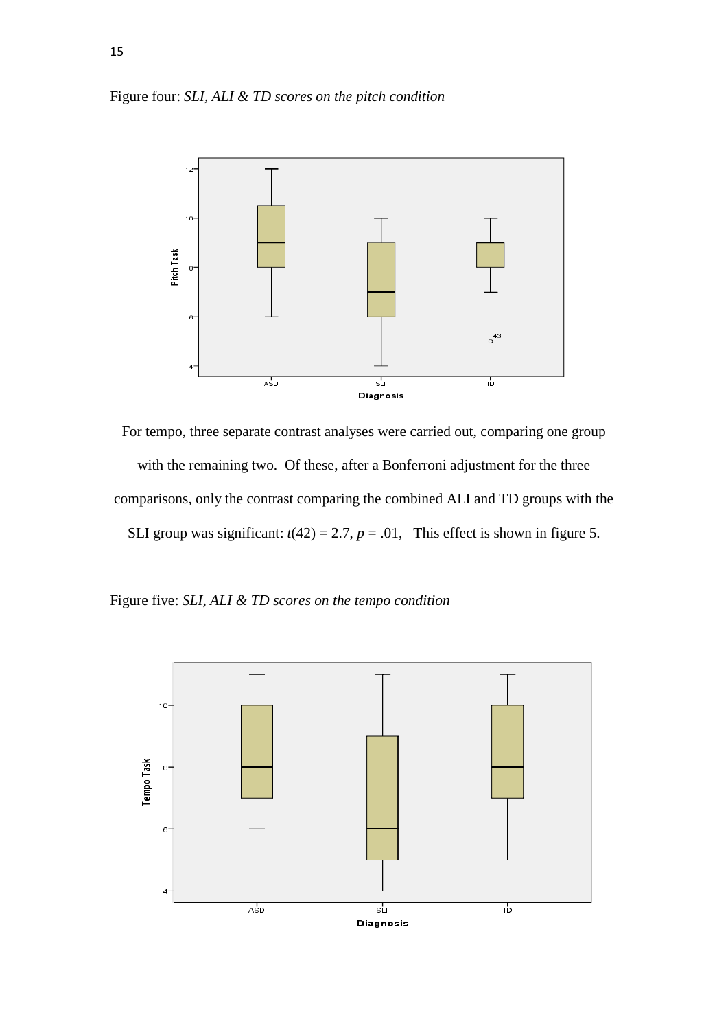Figure four: *SLI, ALI & TD scores on the pitch condition*

For tempo, three separate contrast analyses were carried out, comparing one group with the remaining two. Of these, after a Bonferroni adjustment for the three comparisons, only the contrast comparing the combined ALI and TD groups with the SLI group was significant: $t(42) = 2.7$, $p = .01$, This effect is shown in figure 5.

Figure five: *SLI, ALI & TD scores on the tempo condition*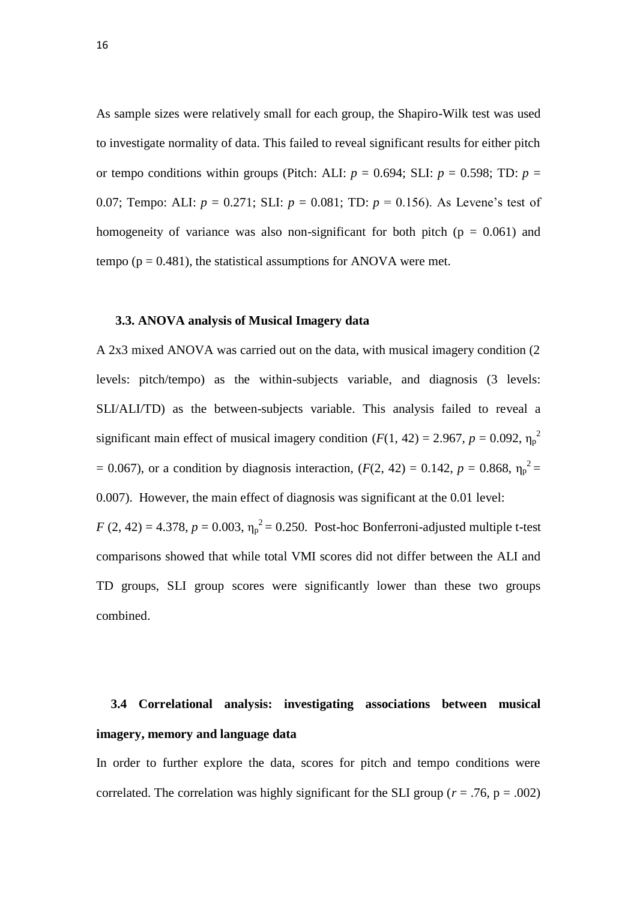As sample sizes were relatively small for each group, the Shapiro-Wilk test was used to investigate normality of data. This failed to reveal significant results for either pitch or tempo conditions within groups (Pitch: ALI: $p$ = 0.694; SLI: $p$ = 0.598; TD: $p$ = 0.07; Tempo: ALI: $p$ = 0.271; SLI: $p$ = 0.081; TD: $p$ = 0.156). As Levene's test of homogeneity of variance was also non-significant for both pitch (p = 0.061) and tempo (p = 0.481), the statistical assumptions for ANOVA were met.

### 3.3. ANOVA analysis of Musical Imagery data

A 2x3 mixed ANOVA was carried out on the data, with musical imagery condition (2 levels: pitch/tempo) as the within-subjects variable, and diagnosis (3 levels: SLI/ALI/TD) as the between-subjects variable. This analysis failed to reveal a significant main effect of musical imagery condition ($F(1, 42) = 2.967$, $p = 0.092$, $\eta_p^2 = 0.067$), or a condition by diagnosis interaction, ($F(2, 42) = 0.142$, $p = 0.868$, $\eta_p^2 = 0.007$). However, the main effect of diagnosis was significant at the 0.01 level: $F(2, 42) = 4.378$, $p = 0.003$, $\eta_p^2 = 0.250$. Post-hoc Bonferroni-adjusted multiple t-test comparisons showed that while total VMI scores did not differ between the ALI and TD groups, SLI group scores were significantly lower than these two groups combined.

### 3.4 Correlational analysis: investigating associations between musical imagery, memory and language data

In order to further explore the data, scores for pitch and tempo conditions were correlated. The correlation was highly significant for the SLI group ($r = .76$, p = .002)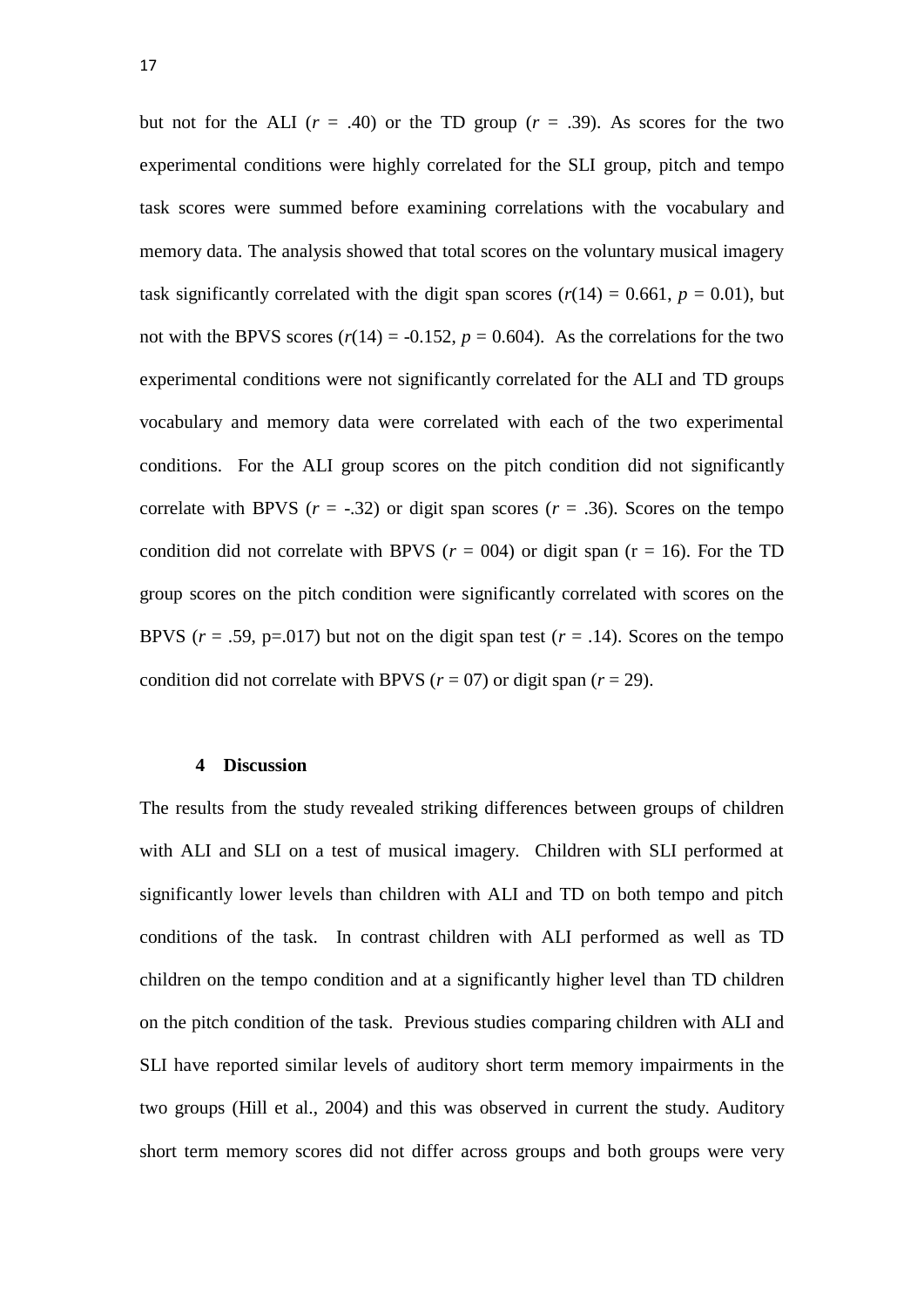but not for the ALI ($r$ = .40) or the TD group ($r$ = .39). As scores for the two experimental conditions were highly correlated for the SLI group, pitch and tempo task scores were summed before examining correlations with the vocabulary and memory data. The analysis showed that total scores on the voluntary musical imagery task significantly correlated with the digit span scores ($r(14)$ = 0.661, $p$ = 0.01), but not with the BPVS scores ($r(14)$ = -0.152, $p$ = 0.604). As the correlations for the two experimental conditions were not significantly correlated for the ALI and TD groups vocabulary and memory data were correlated with each of the two experimental conditions. For the ALI group scores on the pitch condition did not significantly correlate with BPVS ($r$ = -.32) or digit span scores ($r$ = .36). Scores on the tempo condition did not correlate with BPVS ($r$ = 004) or digit span (r = 16). For the TD group scores on the pitch condition were significantly correlated with scores on the BPVS ($r$ = .59, p=.017) but not on the digit span test ($r$ = .14). Scores on the tempo condition did not correlate with BPVS ($r$ = 07) or digit span ($r$ = 29).

## 4 Discussion

The results from the study revealed striking differences between groups of children with ALI and SLI on a test of musical imagery. Children with SLI performed at significantly lower levels than children with ALI and TD on both tempo and pitch conditions of the task. In contrast children with ALI performed as well as TD children on the tempo condition and at a significantly higher level than TD children on the pitch condition of the task. Previous studies comparing children with ALI and SLI have reported similar levels of auditory short term memory impairments in the two groups (Hill et al., 2004) and this was observed in current the study. Auditory short term memory scores did not differ across groups and both groups were very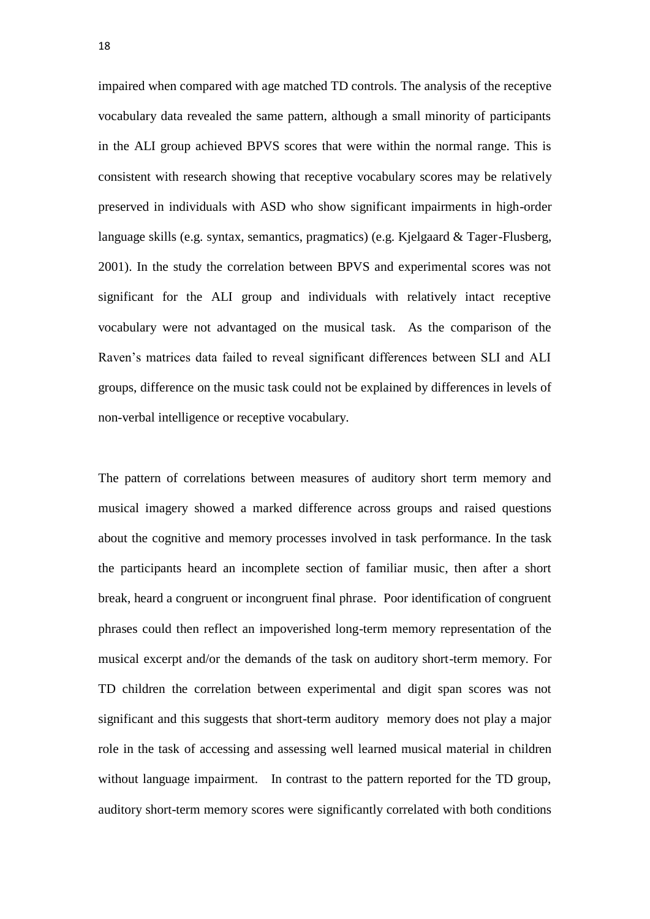impaired when compared with age matched TD controls. The analysis of the receptive vocabulary data revealed the same pattern, although a small minority of participants in the ALI group achieved BPVS scores that were within the normal range. This is consistent with research showing that receptive vocabulary scores may be relatively preserved in individuals with ASD who show significant impairments in high-order language skills (e.g. syntax, semantics, pragmatics) (e.g. Kjelgaard & Tager-Flusberg, 2001). In the study the correlation between BPVS and experimental scores was not significant for the ALI group and individuals with relatively intact receptive vocabulary were not advantaged on the musical task. As the comparison of the Raven's matrices data failed to reveal significant differences between SLI and ALI groups, difference on the music task could not be explained by differences in levels of non-verbal intelligence or receptive vocabulary.

The pattern of correlations between measures of auditory short term memory and musical imagery showed a marked difference across groups and raised questions about the cognitive and memory processes involved in task performance. In the task the participants heard an incomplete section of familiar music, then after a short break, heard a congruent or incongruent final phrase. Poor identification of congruent phrases could then reflect an impoverished long-term memory representation of the musical excerpt and/or the demands of the task on auditory short-term memory. For TD children the correlation between experimental and digit span scores was not significant and this suggests that short-term auditory memory does not play a major role in the task of accessing and assessing well learned musical material in children without language impairment. In contrast to the pattern reported for the TD group, auditory short-term memory scores were significantly correlated with both conditions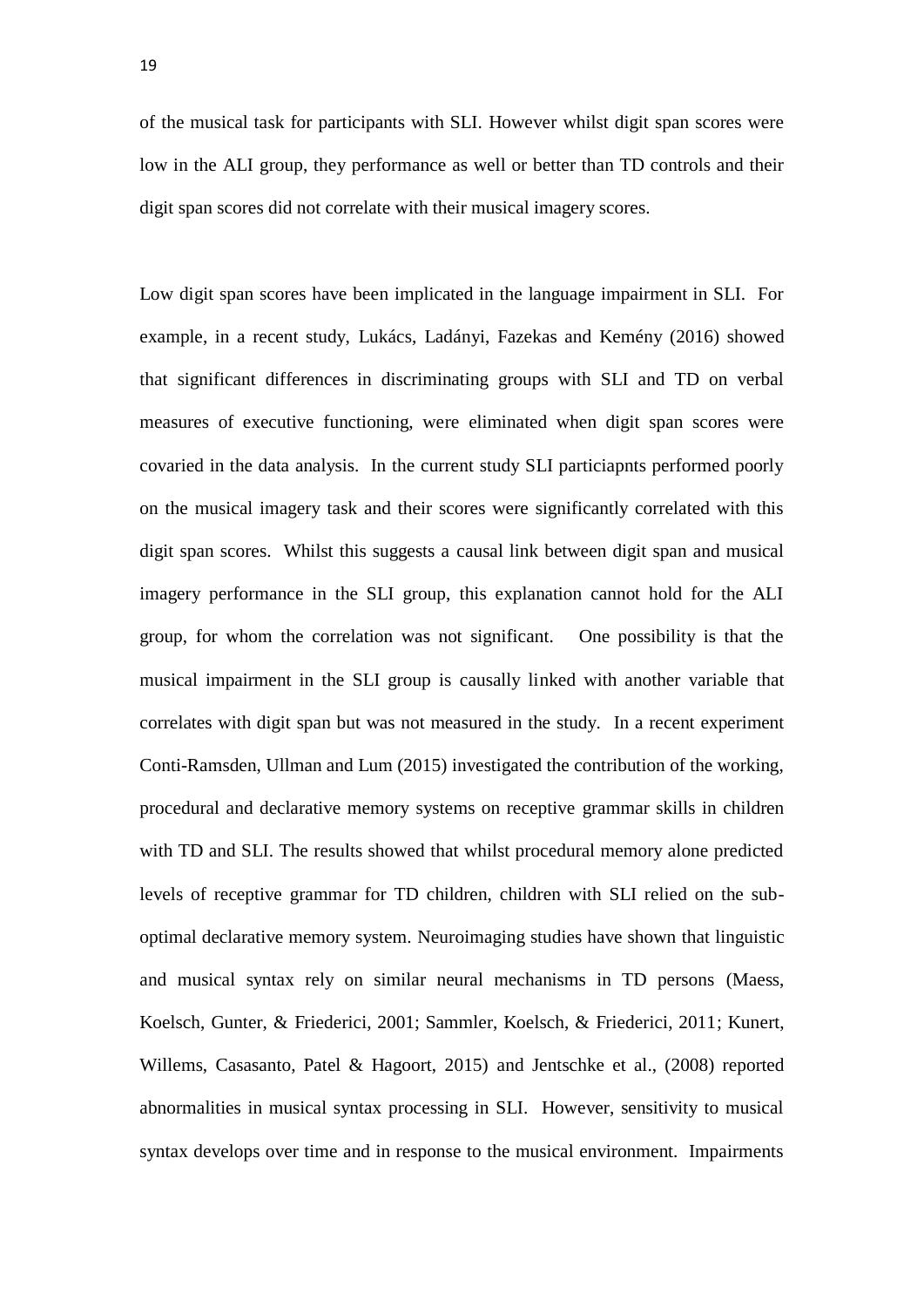of the musical task for participants with SLI. However whilst digit span scores were low in the ALI group, they performance as well or better than TD controls and their digit span scores did not correlate with their musical imagery scores.

Low digit span scores have been implicated in the language impairment in SLI. For example, in a recent study, Lukács, Ladányi, Fazekas and Kemény (2016) showed that significant differences in discriminating groups with SLI and TD on verbal measures of executive functioning, were eliminated when digit span scores were covaried in the data analysis. In the current study SLI particiapnts performed poorly on the musical imagery task and their scores were significantly correlated with this digit span scores. Whilst this suggests a causal link between digit span and musical imagery performance in the SLI group, this explanation cannot hold for the ALI group, for whom the correlation was not significant. One possibility is that the musical impairment in the SLI group is causally linked with another variable that correlates with digit span but was not measured in the study. In a recent experiment Conti-Ramsden, Ullman and Lum (2015) investigated the contribution of the working, procedural and declarative memory systems on receptive grammar skills in children with TD and SLI. The results showed that whilst procedural memory alone predicted levels of receptive grammar for TD children, children with SLI relied on the sub-optimal declarative memory system. Neuroimaging studies have shown that linguistic and musical syntax rely on similar neural mechanisms in TD persons (Maess, Koelsch, Gunter, & Friederici, 2001; Sammler, Koelsch, & Friederici, 2011; Kunert, Willems, Casasanto, Patel & Hagoort, 2015) and Jentschke et al., (2008) reported abnormalities in musical syntax processing in SLI. However, sensitivity to musical syntax develops over time and in response to the musical environment. Impairments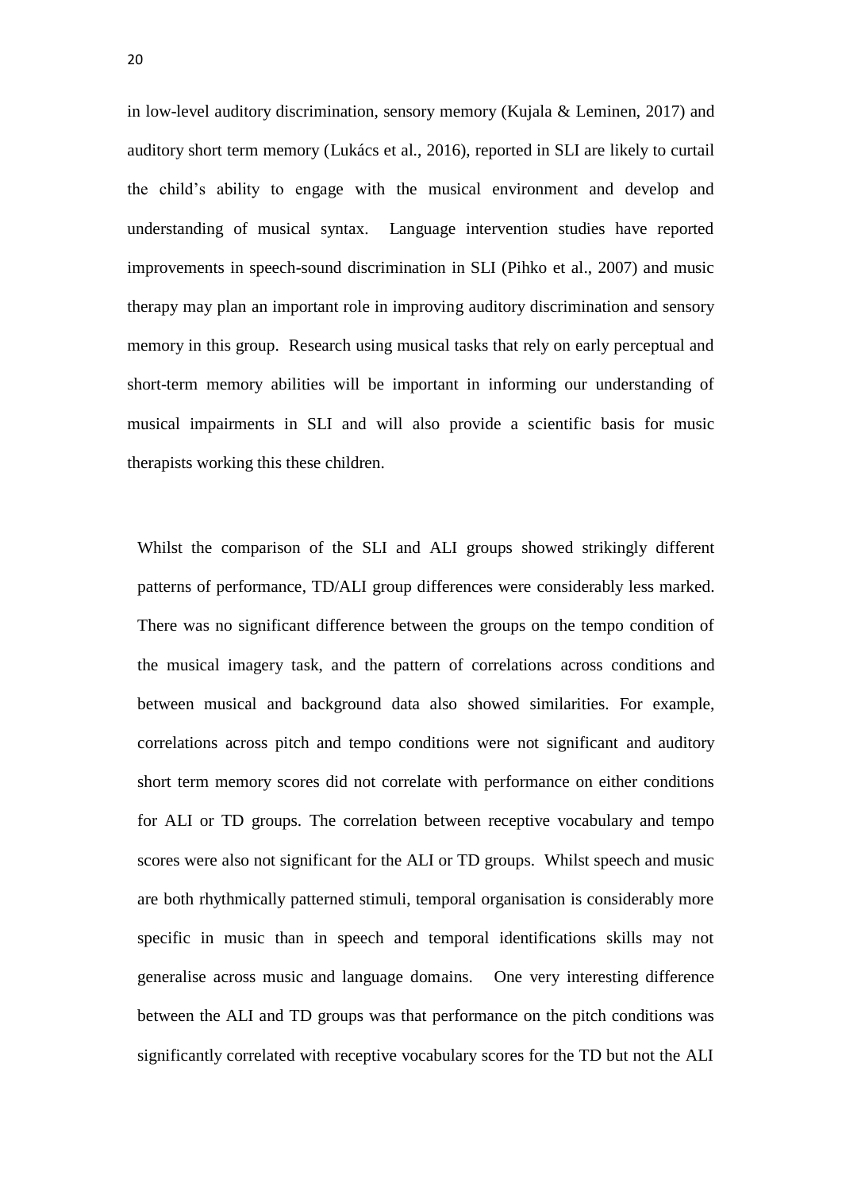in low-level auditory discrimination, sensory memory (Kujala & Leminen, 2017) and auditory short term memory (Lukács et al., 2016), reported in SLI are likely to curtail the child's ability to engage with the musical environment and develop and understanding of musical syntax. Language intervention studies have reported improvements in speech-sound discrimination in SLI (Pihko et al., 2007) and music therapy may plan an important role in improving auditory discrimination and sensory memory in this group. Research using musical tasks that rely on early perceptual and short-term memory abilities will be important in informing our understanding of musical impairments in SLI and will also provide a scientific basis for music therapists working this these children.

Whilst the comparison of the SLI and ALI groups showed strikingly different patterns of performance, TD/ALI group differences were considerably less marked. There was no significant difference between the groups on the tempo condition of the musical imagery task, and the pattern of correlations across conditions and between musical and background data also showed similarities. For example, correlations across pitch and tempo conditions were not significant and auditory short term memory scores did not correlate with performance on either conditions for ALI or TD groups. The correlation between receptive vocabulary and tempo scores were also not significant for the ALI or TD groups. Whilst speech and music are both rhythmically patterned stimuli, temporal organisation is considerably more specific in music than in speech and temporal identifications skills may not generalise across music and language domains. One very interesting difference between the ALI and TD groups was that performance on the pitch conditions was significantly correlated with receptive vocabulary scores for the TD but not the ALI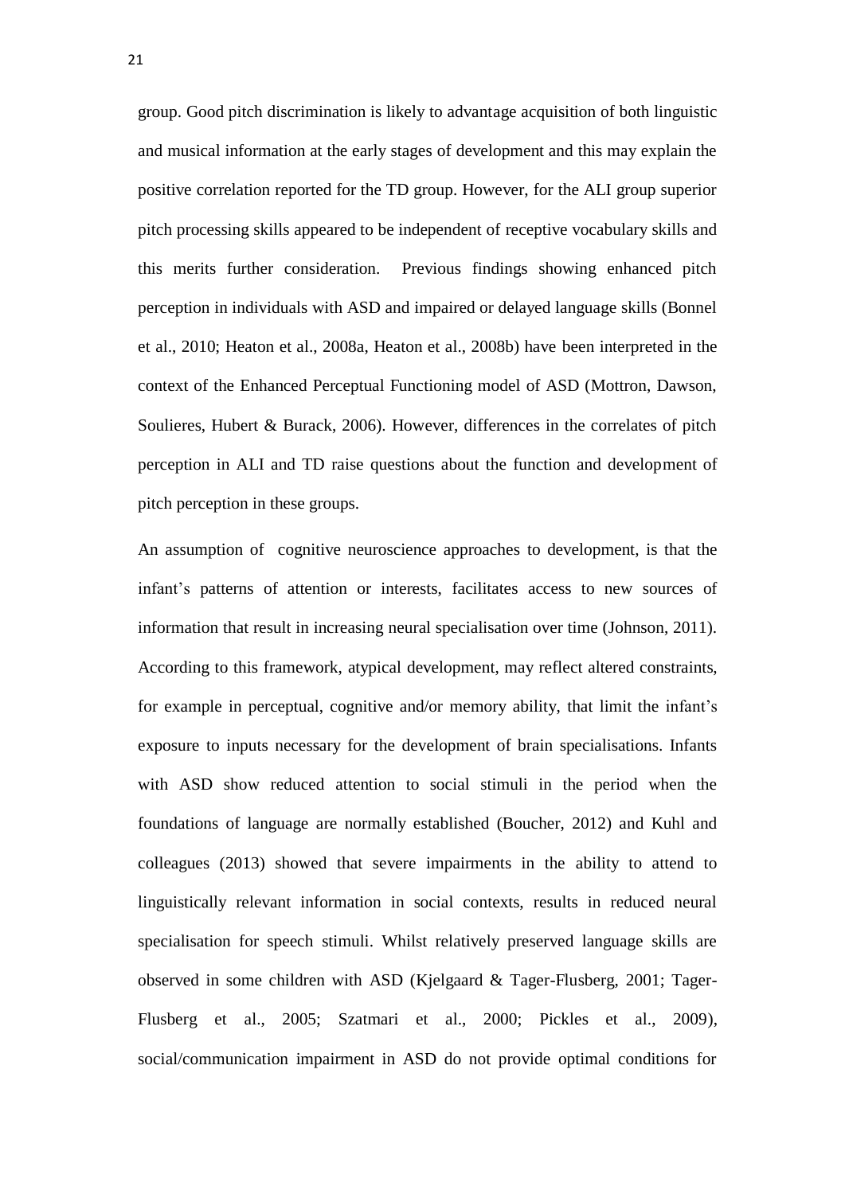group. Good pitch discrimination is likely to advantage acquisition of both linguistic and musical information at the early stages of development and this may explain the positive correlation reported for the TD group. However, for the ALI group superior pitch processing skills appeared to be independent of receptive vocabulary skills and this merits further consideration. Previous findings showing enhanced pitch perception in individuals with ASD and impaired or delayed language skills (Bonnel et al., 2010; Heaton et al., 2008a, Heaton et al., 2008b) have been interpreted in the context of the Enhanced Perceptual Functioning model of ASD (Mottron, Dawson, Soulieres, Hubert & Burack, 2006). However, differences in the correlates of pitch perception in ALI and TD raise questions about the function and development of pitch perception in these groups.

An assumption of cognitive neuroscience approaches to development, is that the infant's patterns of attention or interests, facilitates access to new sources of information that result in increasing neural specialisation over time (Johnson, 2011). According to this framework, atypical development, may reflect altered constraints, for example in perceptual, cognitive and/or memory ability, that limit the infant's exposure to inputs necessary for the development of brain specialisations. Infants with ASD show reduced attention to social stimuli in the period when the foundations of language are normally established (Boucher, 2012) and Kuhl and colleagues (2013) showed that severe impairments in the ability to attend to linguistically relevant information in social contexts, results in reduced neural specialisation for speech stimuli. Whilst relatively preserved language skills are observed in some children with ASD (Kjelgaard & Tager-Flusberg, 2001; Tager-Flusberg et al., 2005; Szatmari et al., 2000; Pickles et al., 2009), social/communication impairment in ASD do not provide optimal conditions for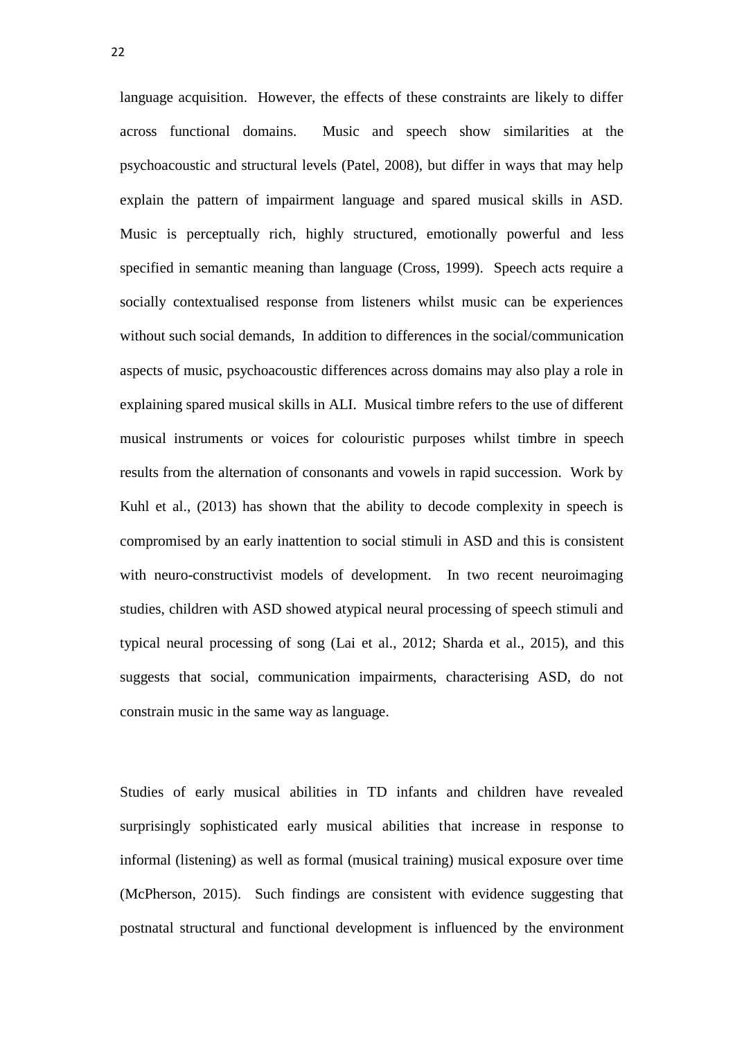language acquisition. However, the effects of these constraints are likely to differ across functional domains. Music and speech show similarities at the psychoacoustic and structural levels (Patel, 2008), but differ in ways that may help explain the pattern of impairment language and spared musical skills in ASD. Music is perceptually rich, highly structured, emotionally powerful and less specified in semantic meaning than language (Cross, 1999). Speech acts require a socially contextualised response from listeners whilst music can be experiences without such social demands, In addition to differences in the social/communication aspects of music, psychoacoustic differences across domains may also play a role in explaining spared musical skills in ALI. Musical timbre refers to the use of different musical instruments or voices for colouristic purposes whilst timbre in speech results from the alternation of consonants and vowels in rapid succession. Work by Kuhl et al., (2013) has shown that the ability to decode complexity in speech is compromised by an early inattention to social stimuli in ASD and this is consistent with neuro-constructivist models of development. In two recent neuroimaging studies, children with ASD showed atypical neural processing of speech stimuli and typical neural processing of song (Lai et al., 2012; Sharda et al., 2015), and this suggests that social, communication impairments, characterising ASD, do not constrain music in the same way as language.

Studies of early musical abilities in TD infants and children have revealed surprisingly sophisticated early musical abilities that increase in response to informal (listening) as well as formal (musical training) musical exposure over time (McPherson, 2015). Such findings are consistent with evidence suggesting that postnatal structural and functional development is influenced by the environment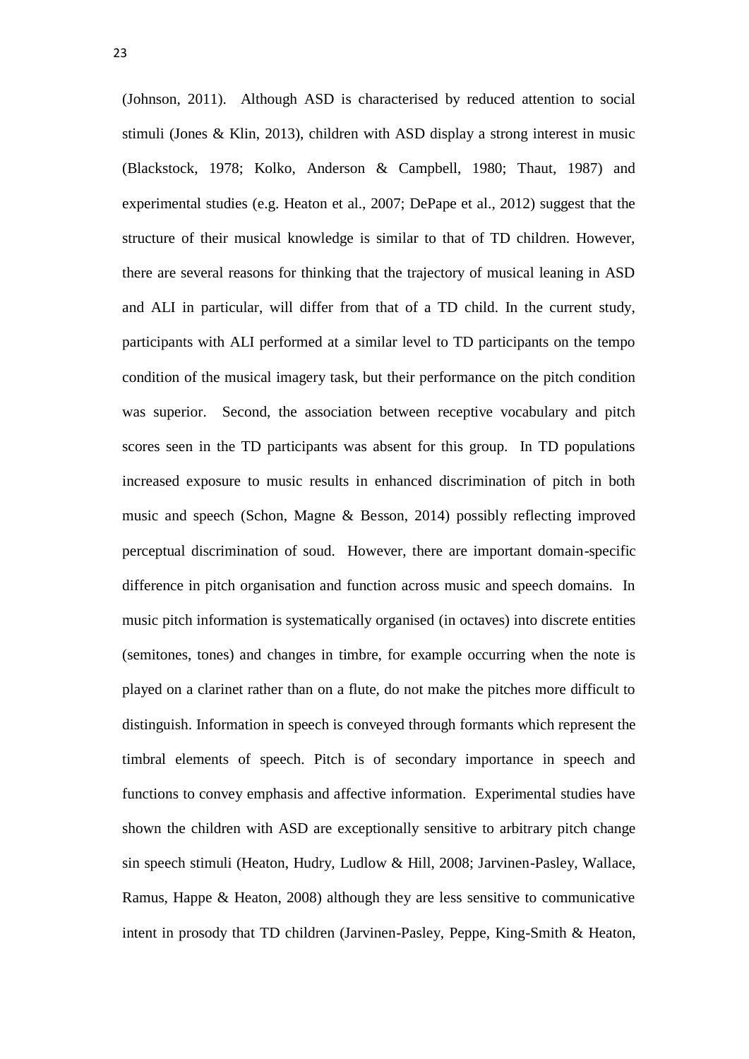(Johnson, 2011). Although ASD is characterised by reduced attention to social stimuli (Jones & Klin, 2013), children with ASD display a strong interest in music (Blackstock, 1978; Kolko, Anderson & Campbell, 1980; Thaut, 1987) and experimental studies (e.g. Heaton et al., 2007; DePape et al., 2012) suggest that the structure of their musical knowledge is similar to that of TD children. However, there are several reasons for thinking that the trajectory of musical leaning in ASD and ALI in particular, will differ from that of a TD child. In the current study, participants with ALI performed at a similar level to TD participants on the tempo condition of the musical imagery task, but their performance on the pitch condition was superior. Second, the association between receptive vocabulary and pitch scores seen in the TD participants was absent for this group. In TD populations increased exposure to music results in enhanced discrimination of pitch in both music and speech (Schon, Magne & Besson, 2014) possibly reflecting improved perceptual discrimination of soud. However, there are important domain-specific difference in pitch organisation and function across music and speech domains. In music pitch information is systematically organised (in octaves) into discrete entities (semitones, tones) and changes in timbre, for example occurring when the note is played on a clarinet rather than on a flute, do not make the pitches more difficult to distinguish. Information in speech is conveyed through formants which represent the timbral elements of speech. Pitch is of secondary importance in speech and functions to convey emphasis and affective information. Experimental studies have shown the children with ASD are exceptionally sensitive to arbitrary pitch change sin speech stimuli (Heaton, Hudry, Ludlow & Hill, 2008; Jarvinen-Pasley, Wallace, Ramus, Happe & Heaton, 2008) although they are less sensitive to communicative intent in prosody that TD children (Jarvinen-Pasley, Peppe, King-Smith & Heaton,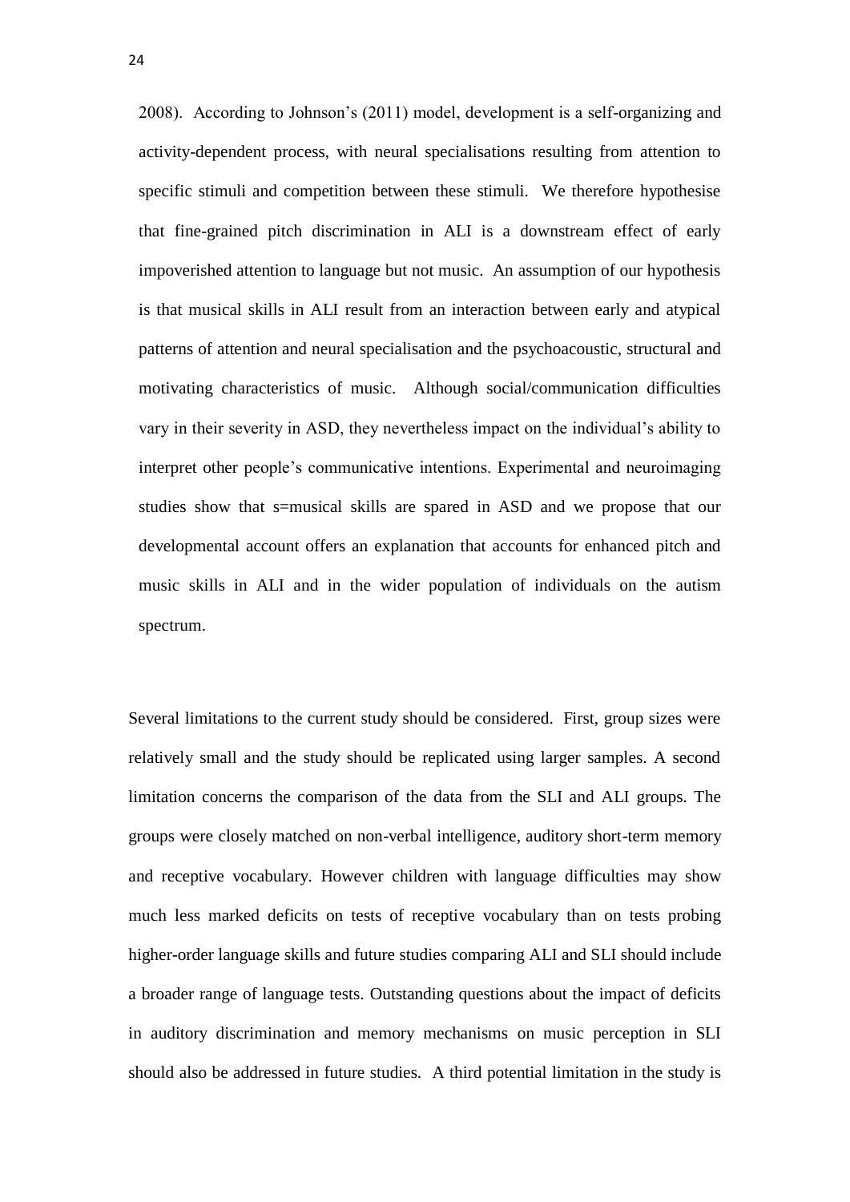2008). According to Johnson's (2011) model, development is a self-organizing and activity-dependent process, with neural specialisations resulting from attention to specific stimuli and competition between these stimuli. We therefore hypothesise that fine-grained pitch discrimination in ALI is a downstream effect of early impoverished attention to language but not music. An assumption of our hypothesis is that musical skills in ALI result from an interaction between early and atypical patterns of attention and neural specialisation and the psychoacoustic, structural and motivating characteristics of music. Although social/communication difficulties vary in their severity in ASD, they nevertheless impact on the individual's ability to interpret other people's communicative intentions. Experimental and neuroimaging studies show that s=musical skills are spared in ASD and we propose that our developmental account offers an explanation that accounts for enhanced pitch and music skills in ALI and in the wider population of individuals on the autism spectrum.

Several limitations to the current study should be considered. First, group sizes were relatively small and the study should be replicated using larger samples. A second limitation concerns the comparison of the data from the SLI and ALI groups. The groups were closely matched on non-verbal intelligence, auditory short-term memory and receptive vocabulary. However children with language difficulties may show much less marked deficits on tests of receptive vocabulary than on tests probing higher-order language skills and future studies comparing ALI and SLI should include a broader range of language tests. Outstanding questions about the impact of deficits in auditory discrimination and memory mechanisms on music perception in SLI should also be addressed in future studies. A third potential limitation in the study is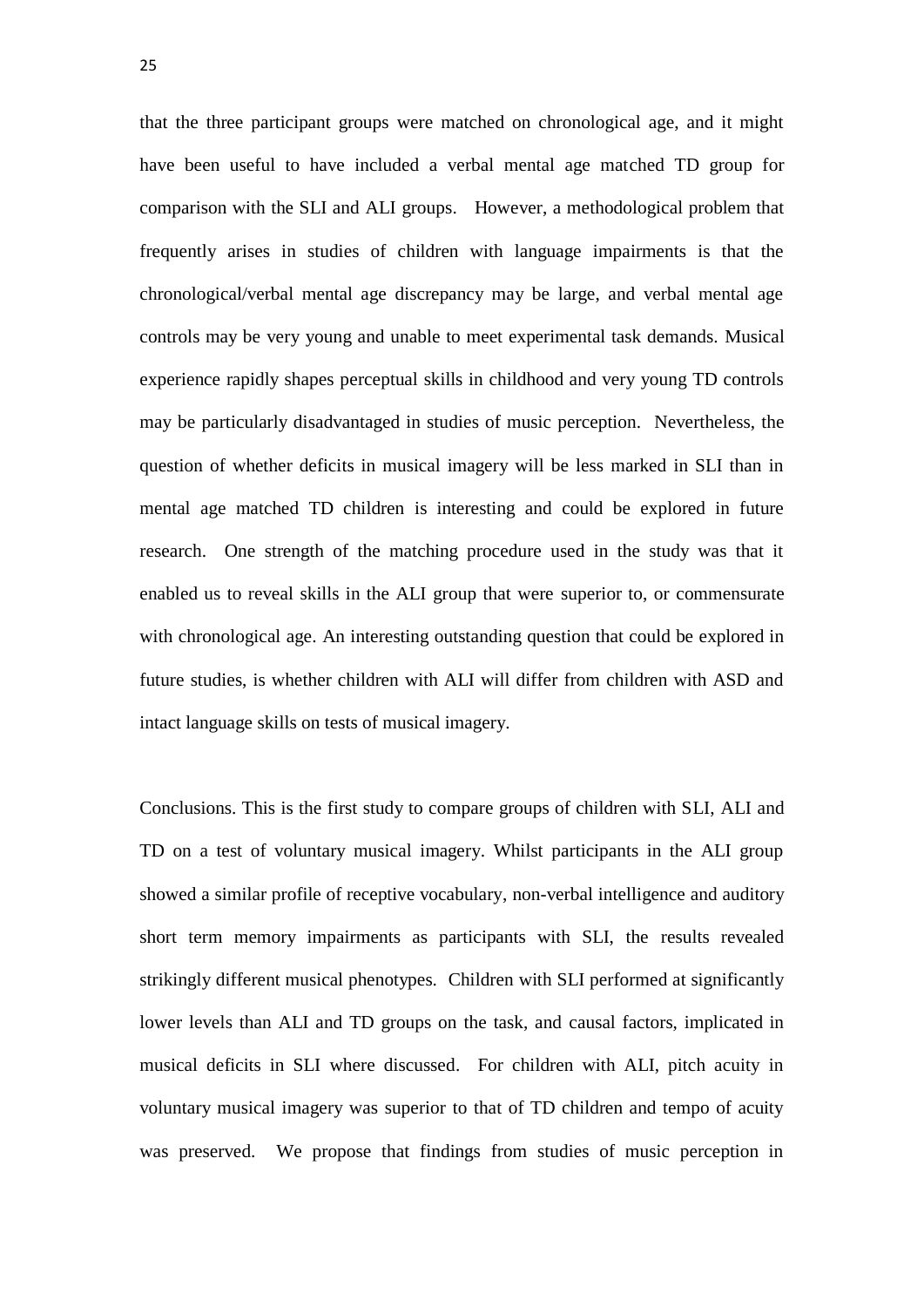that the three participant groups were matched on chronological age, and it might have been useful to have included a verbal mental age matched TD group for comparison with the SLI and ALI groups. However, a methodological problem that frequently arises in studies of children with language impairments is that the chronological/verbal mental age discrepancy may be large, and verbal mental age controls may be very young and unable to meet experimental task demands. Musical experience rapidly shapes perceptual skills in childhood and very young TD controls may be particularly disadvantaged in studies of music perception. Nevertheless, the question of whether deficits in musical imagery will be less marked in SLI than in mental age matched TD children is interesting and could be explored in future research. One strength of the matching procedure used in the study was that it enabled us to reveal skills in the ALI group that were superior to, or commensurate with chronological age. An interesting outstanding question that could be explored in future studies, is whether children with ALI will differ from children with ASD and intact language skills on tests of musical imagery.

Conclusions. This is the first study to compare groups of children with SLI, ALI and TD on a test of voluntary musical imagery. Whilst participants in the ALI group showed a similar profile of receptive vocabulary, non-verbal intelligence and auditory short term memory impairments as participants with SLI, the results revealed strikingly different musical phenotypes. Children with SLI performed at significantly lower levels than ALI and TD groups on the task, and causal factors, implicated in musical deficits in SLI where discussed. For children with ALI, pitch acuity in voluntary musical imagery was superior to that of TD children and tempo of acuity was preserved. We propose that findings from studies of music perception in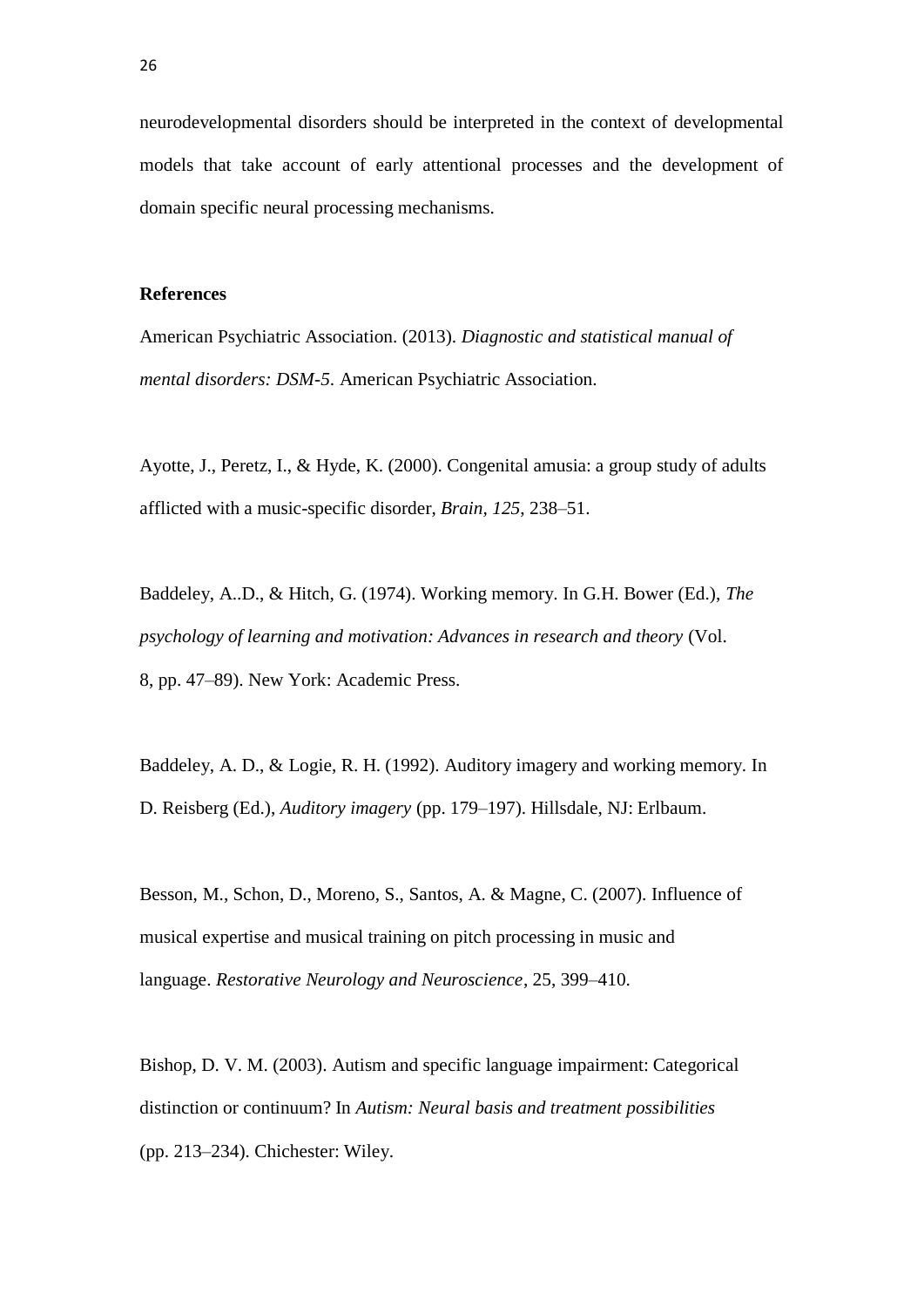neurodevelopmental disorders should be interpreted in the context of developmental models that take account of early attentional processes and the development of domain specific neural processing mechanisms.

**References**

American Psychiatric Association. (2013). *Diagnostic and statistical manual of mental disorders: DSM-5*. American Psychiatric Association.

Ayotte, J., Peretz, I., & Hyde, K. (2000). Congenital amusia: a group study of adults afflicted with a music-specific disorder, *Brain*, *125*, 238–51.

Baddeley, A..D., & Hitch, G. (1974). Working memory. In G.H. Bower (Ed.), *The psychology of learning and motivation: Advances in research and theory* (Vol. 8, pp. 47–89). New York: Academic Press.

Baddeley, A. D., & Logie, R. H. (1992). Auditory imagery and working memory. In D. Reisberg (Ed.), *Auditory imagery* (pp. 179–197). Hillsdale, NJ: Erlbaum.

Besson, M., Schon, D., Moreno, S., Santos, A. & Magne, C. (2007). Influence of musical expertise and musical training on pitch processing in music and language. *Restorative Neurology and Neuroscience*, 25, 399–410.

Bishop, D. V. M. (2003). Autism and specific language impairment: Categorical distinction or continuum? In *Autism: Neural basis and treatment possibilities* (pp. 213–234). Chichester: Wiley.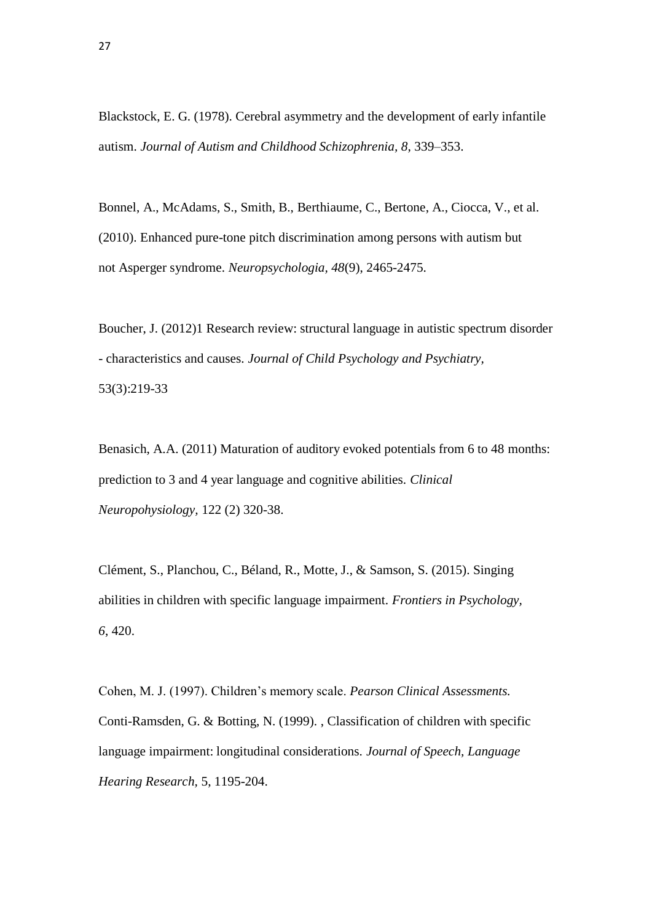Blackstock, E. G. (1978). Cerebral asymmetry and the development of early infantile autism. *Journal of Autism and Childhood Schizophrenia, 8*, 339–353.

Bonnel, A., McAdams, S., Smith, B., Berthiaume, C., Bertone, A., Ciocca, V., et al. (2010). Enhanced pure-tone pitch discrimination among persons with autism but not Asperger syndrome. *Neuropsychologia*, *48*(9), 2465-2475.

Boucher, J. (2012)1 Research review: structural language in autistic spectrum disorder - characteristics and causes. *Journal of Child Psychology and Psychiatry*, 53(3):219-33

Benasich, A.A. (2011) Maturation of auditory evoked potentials from 6 to 48 months: prediction to 3 and 4 year language and cognitive abilities. *Clinical Neuropohysiology*, 122 (2) 320-38.

Clément, S., Planchou, C., Béland, R., Motte, J., & Samson, S. (2015). Singing abilities in children with specific language impairment. *Frontiers in Psychology*, *6*, 420.

Cohen, M. J. (1997). Children's memory scale. *Pearson Clinical Assessments.*
Conti-Ramsden, G. & Botting, N. (1999). , Classification of children with specific language impairment: longitudinal considerations. *Journal of Speech, Language Hearing Research*, 5, 1195-204.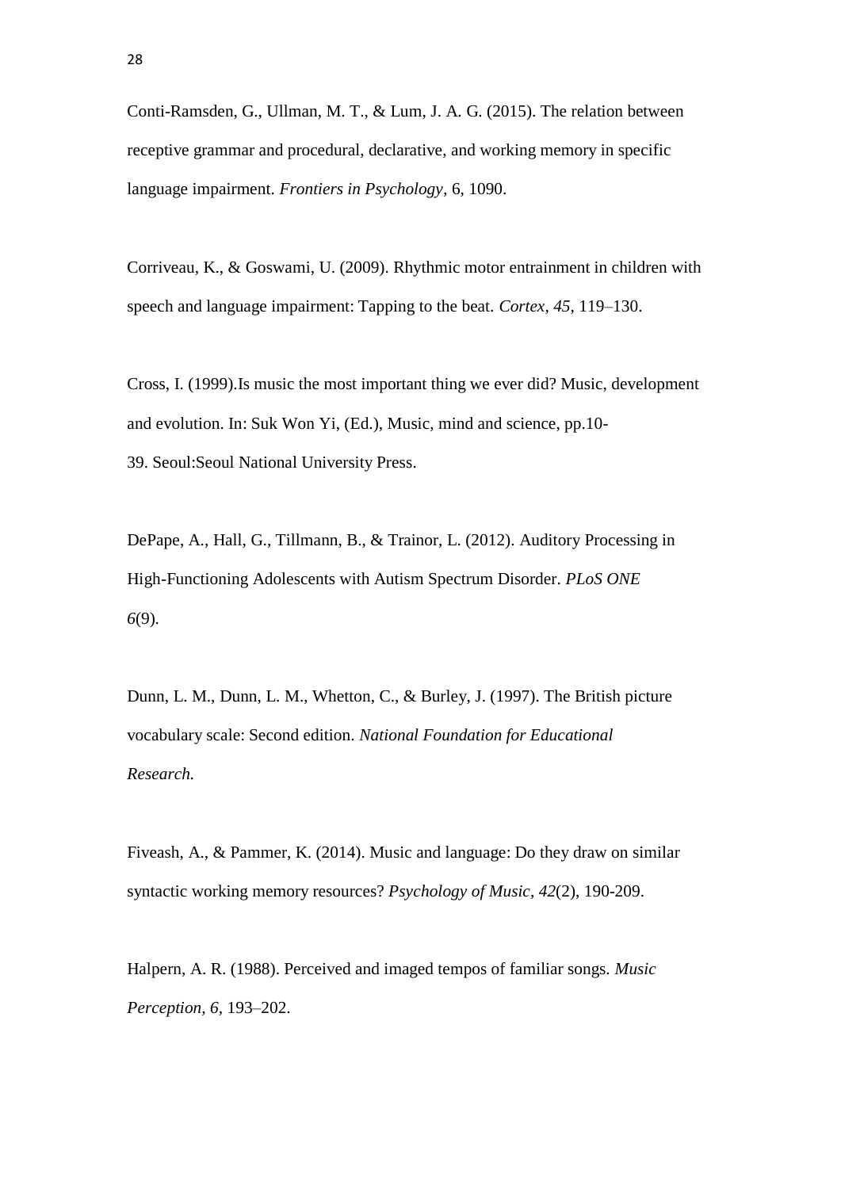Conti-Ramsden, G., Ullman, M. T., & Lum, J. A. G. (2015). The relation between receptive grammar and procedural, declarative, and working memory in specific language impairment. *Frontiers in Psychology*, 6, 1090.

Corriveau, K., & Goswami, U. (2009). Rhythmic motor entrainment in children with speech and language impairment: Tapping to the beat. *Cortex, 45*, 119–130.

Cross, I. (1999).Is music the most important thing we ever did? Music, development and evolution. In: Suk Won Yi, (Ed.), Music, mind and science, pp.10-39. Seoul:Seoul National University Press.

DePape, A., Hall, G., Tillmann, B., & Trainor, L. (2012). Auditory Processing in High-Functioning Adolescents with Autism Spectrum Disorder. *PLoS ONE 6*(9).

Dunn, L. M., Dunn, L. M., Whetton, C., & Burley, J. (1997). The British picture vocabulary scale: Second edition. *National Foundation for Educational Research.*

Fiveash, A., & Pammer, K. (2014). Music and language: Do they draw on similar syntactic working memory resources? *Psychology of Music*, *42*(2), 190-209.

Halpern, A. R. (1988). Perceived and imaged tempos of familiar songs. *Music Perception, 6*, 193–202.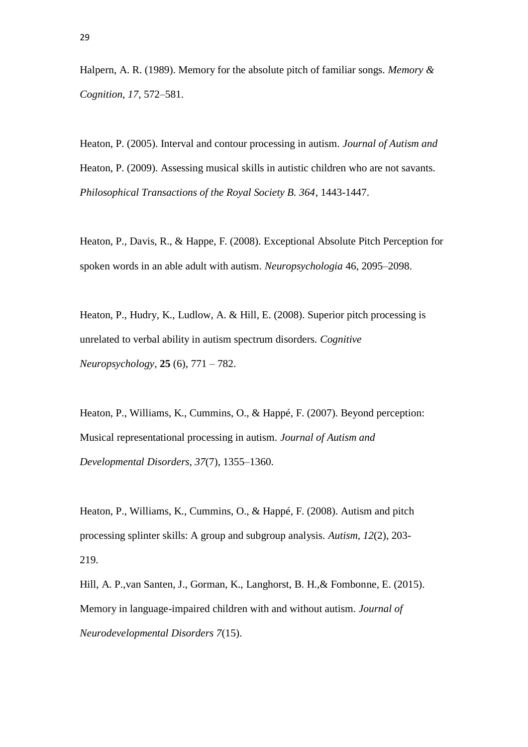Halpern, A. R. (1989). Memory for the absolute pitch of familiar songs. *Memory & Cognition, 17*, 572–581.

Heaton, P. (2005). Interval and contour processing in autism. *Journal of Autism and*
Heaton, P. (2009). Assessing musical skills in autistic children who are not savants. *Philosophical Transactions of the Royal Society B. 364*, 1443-1447.

Heaton, P., Davis, R., & Happe, F. (2008). Exceptional Absolute Pitch Perception for spoken words in an able adult with autism. *Neuropsychologia* 46, 2095–2098.

Heaton, P., Hudry, K., Ludlow, A. & Hill, E. (2008). Superior pitch processing is unrelated to verbal ability in autism spectrum disorders. *Cognitive Neuropsychology*, **25** (6), 771 – 782.

Heaton, P., Williams, K., Cummins, O., & Happé, F. (2007). Beyond perception: Musical representational processing in autism. *Journal of Autism and Developmental Disorders, 37*(7), 1355–1360.

Heaton, P., Williams, K., Cummins, O., & Happé, F. (2008). Autism and pitch processing splinter skills: A group and subgroup analysis. *Autism, 12*(2), 203-219.

Hill, A. P.,van Santen, J., Gorman, K., Langhorst, B. H.,& Fombonne, E. (2015). Memory in language-impaired children with and without autism. *Journal of Neurodevelopmental Disorders 7*(15).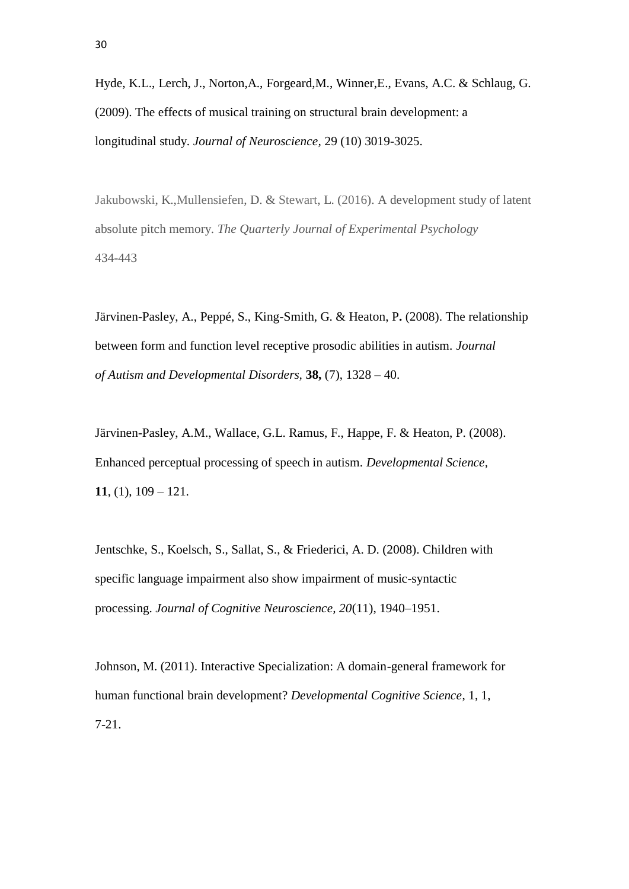Hyde, K.L., Lerch, J., Norton,A., Forgeard,M., Winner,E., Evans, A.C. & Schlaug, G. (2009). The effects of musical training on structural brain development: a longitudinal study. *Journal of Neuroscience,* 29 (10) 3019-3025.

Jakubowski, K.,Mullensiefen, D. & Stewart, L. (2016). A development study of latent absolute pitch memory. *The Quarterly Journal of Experimental Psychology* 434-443

Järvinen-Pasley, A., Peppé, S., King-Smith, G. & Heaton, P**.** (2008). The relationship between form and function level receptive prosodic abilities in autism. *Journal of Autism and Developmental Disorders,* **38,** (7), 1328 – 40.

Järvinen-Pasley, A.M., Wallace, G.L. Ramus, F., Happe, F. & Heaton, P. (2008). Enhanced perceptual processing of speech in autism. *Developmental Science,* **11**, (1), 109 – 121.

Jentschke, S., Koelsch, S., Sallat, S., & Friederici, A. D. (2008). Children with specific language impairment also show impairment of music-syntactic processing. *Journal of Cognitive Neuroscience, 20*(11), 1940–1951.

Johnson, M. (2011). Interactive Specialization: A domain-general framework for human functional brain development? *Developmental Cognitive Science*, 1, 1, 7-21.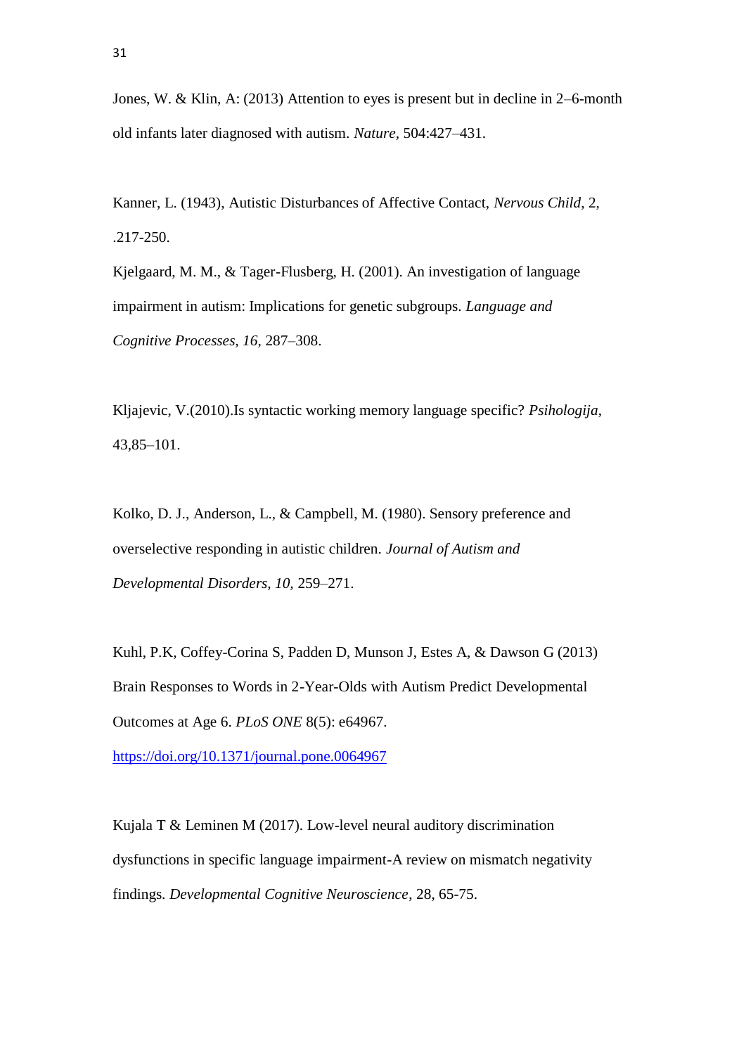Jones, W. & Klin, A: (2013) Attention to eyes is present but in decline in 2–6-month old infants later diagnosed with autism. *Nature,* 504:427–431.

Kanner, L. (1943), Autistic Disturbances of Affective Contact, *Nervous Child*, 2, .217-250.

Kjelgaard, M. M., & Tager-Flusberg, H. (2001). An investigation of language impairment in autism: Implications for genetic subgroups. *Language and Cognitive Processes, 16,* 287–308.

Kljajevic, V.(2010).Is syntactic working memory language specific? *Psihologija*, 43,85–101.

Kolko, D. J., Anderson, L., & Campbell, M. (1980). Sensory preference and overselective responding in autistic children. *Journal of Autism and Developmental Disorders, 10,* 259–271.

Kuhl, P.K, Coffey-Corina S, Padden D, Munson J, Estes A, & Dawson G (2013) Brain Responses to Words in 2-Year-Olds with Autism Predict Developmental Outcomes at Age 6. *PLoS ONE* 8(5): e64967. https://doi.org/10.1371/journal.pone.0064967

Kujala T & Leminen M (2017). Low-level neural auditory discrimination dysfunctions in specific language impairment-A review on mismatch negativity findings. *Developmental Cognitive Neuroscience*, 28, 65-75.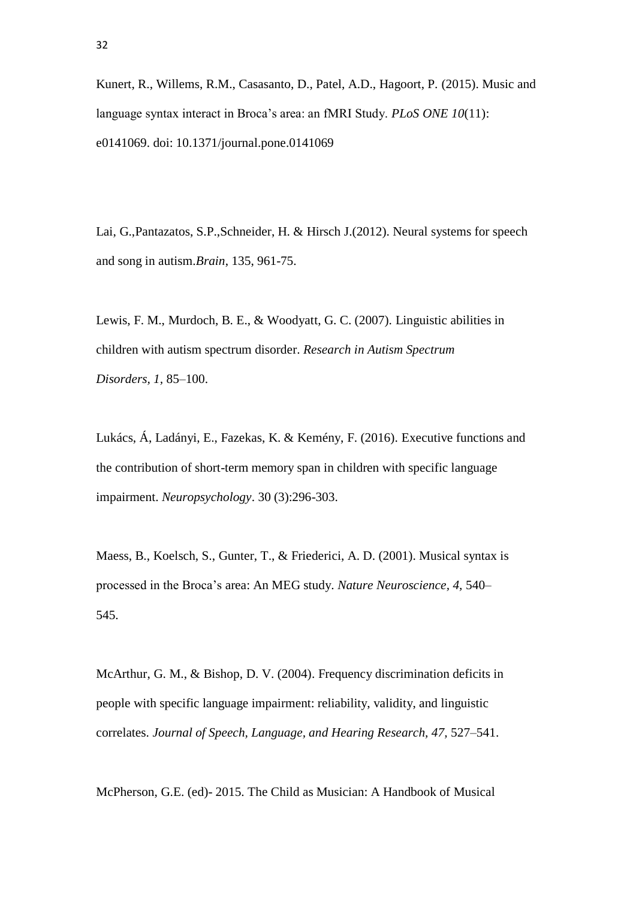Kunert, R., Willems, R.M., Casasanto, D., Patel, A.D., Hagoort, P. (2015). Music and language syntax interact in Broca's area: an fMRI Study. *PLoS ONE 10*(11): e0141069. doi: 10.1371/journal.pone.0141069

Lai, G.,Pantazatos, S.P.,Schneider, H. & Hirsch J.(2012). Neural systems for speech and song in autism.*Brain*, 135, 961-75.

Lewis, F. M., Murdoch, B. E., & Woodyatt, G. C. (2007). Linguistic abilities in children with autism spectrum disorder. *Research in Autism Spectrum Disorders*, *1*, 85–100.

Lukács, Á, Ladányi, E., Fazekas, K. & Kemény, F. (2016). Executive functions and the contribution of short-term memory span in children with specific language impairment. *Neuropsychology*. 30 (3):296-303.

Maess, B., Koelsch, S., Gunter, T., & Friederici, A. D. (2001). Musical syntax is processed in the Broca's area: An MEG study. *Nature Neuroscience*, *4*, 540–545.

McArthur, G. M., & Bishop, D. V. (2004). Frequency discrimination deficits in people with specific language impairment: reliability, validity, and linguistic correlates. *Journal of Speech, Language, and Hearing Research*, *47*, 527–541.

McPherson, G.E. (ed)- 2015. The Child as Musician: A Handbook of Musical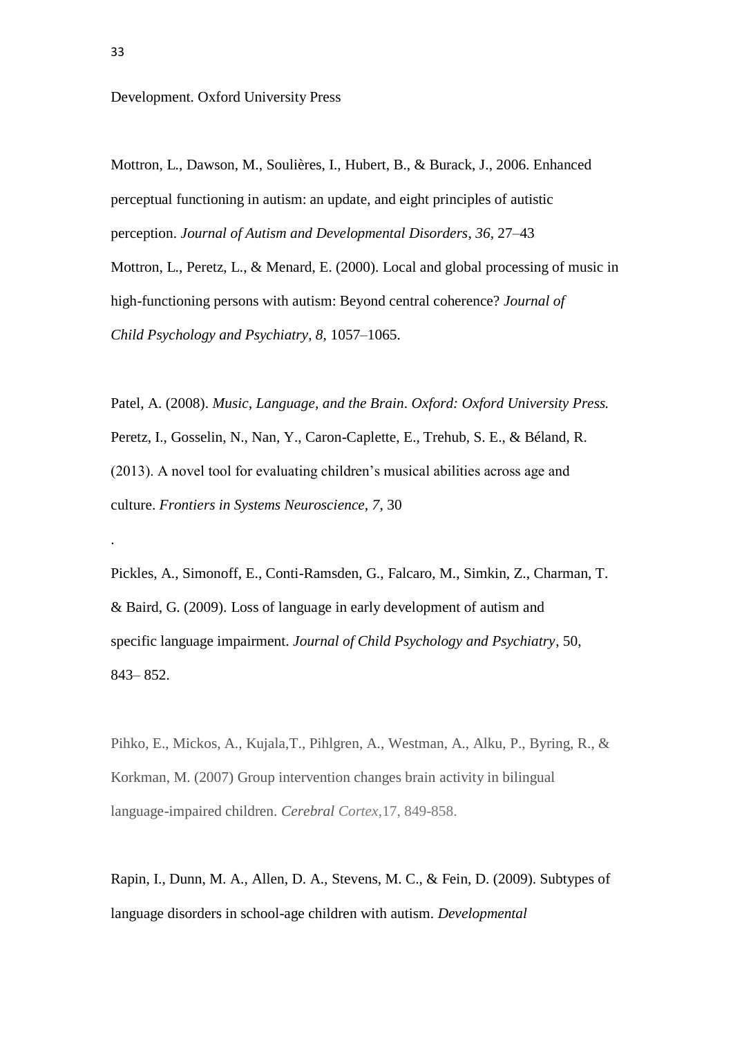Development. Oxford University Press

Mottron, L., Dawson, M., Soulières, I., Hubert, B., & Burack, J., 2006. Enhanced perceptual functioning in autism: an update, and eight principles of autistic perception. *Journal of Autism and Developmental Disorders*, *36*, 27–43

Mottron, L., Peretz, L., & Menard, E. (2000). Local and global processing of music in high-functioning persons with autism: Beyond central coherence? *Journal of Child Psychology and Psychiatry, 8,* 1057–1065.

Patel, A. (2008). *Music, Language, and the Brain*. *Oxford: Oxford University Press.*

Peretz, I., Gosselin, N., Nan, Y., Caron-Caplette, E., Trehub, S. E., & Béland, R. (2013). A novel tool for evaluating children's musical abilities across age and culture. *Frontiers in Systems Neuroscience, 7*, 30

.

Pickles, A., Simonoff, E., Conti-Ramsden, G., Falcaro, M., Simkin, Z., Charman, T. & Baird, G. (2009). Loss of language in early development of autism and specific language impairment. *Journal of Child Psychology and Psychiatry*, 50, 843– 852.

Pihko, E., Mickos, A., Kujala,T., Pihlgren, A., Westman, A., Alku, P., Byring, R., & Korkman, M. (2007) Group intervention changes brain activity in bilingual language-impaired children. *Cerebral Cortex*,17, 849-858.

Rapin, I., Dunn, M. A., Allen, D. A., Stevens, M. C., & Fein, D. (2009). Subtypes of language disorders in school-age children with autism. *Developmental*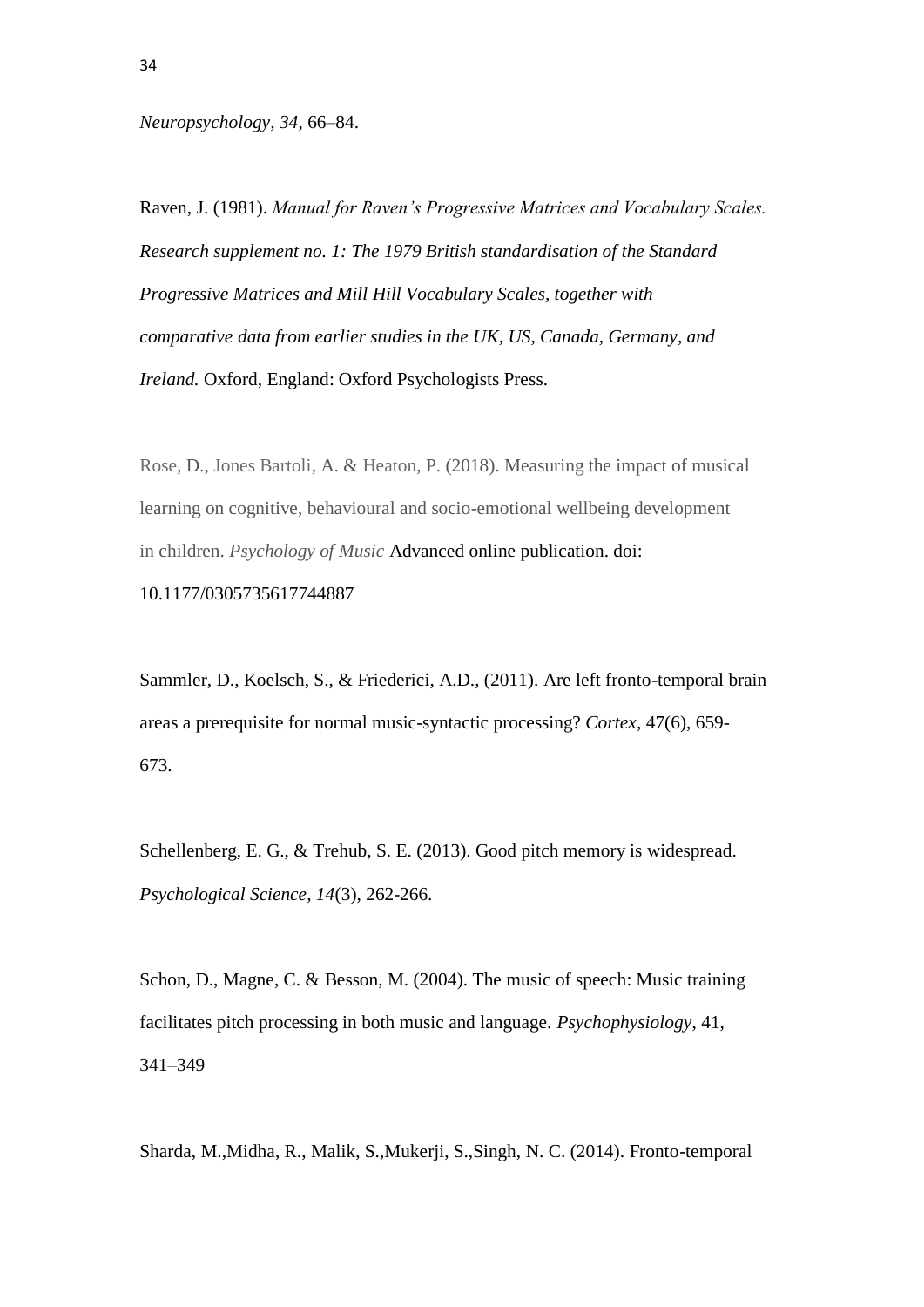*Neuropsychology, 34*, 66–84.

Raven, J. (1981). *Manual for Raven's Progressive Matrices and Vocabulary Scales. Research supplement no. 1: The 1979 British standardisation of the Standard Progressive Matrices and Mill Hill Vocabulary Scales, together with comparative data from earlier studies in the UK, US, Canada, Germany, and Ireland.* Oxford, England: Oxford Psychologists Press.

Rose, D., Jones Bartoli, A. & Heaton, P. (2018). Measuring the impact of musical learning on cognitive, behavioural and socio-emotional wellbeing development in children. *Psychology of Music* Advanced online publication. doi: 10.1177/0305735617744887

Sammler, D., Koelsch, S., & Friederici, A.D., (2011). Are left fronto-temporal brain areas a prerequisite for normal music-syntactic processing? *Cortex*, 47(6), 659-673.

Schellenberg, E. G., & Trehub, S. E. (2013). Good pitch memory is widespread. *Psychological Science, 14*(3), 262-266.

Schon, D., Magne, C. & Besson, M. (2004). The music of speech: Music training facilitates pitch processing in both music and language. *Psychophysiology*, 41, 341–349

Sharda, M.,Midha, R., Malik, S.,Mukerji, S.,Singh, N. C. (2014). Fronto-temporal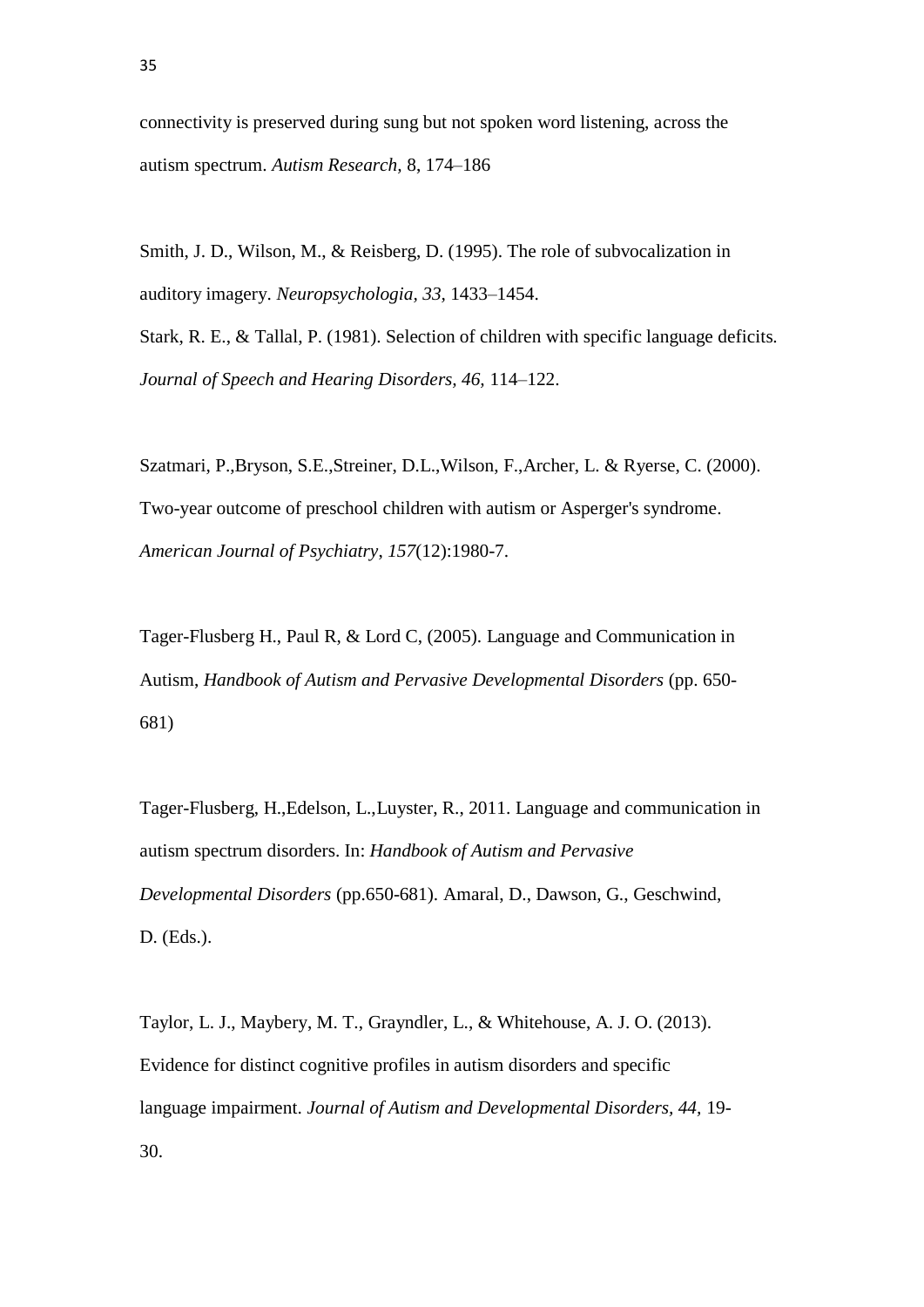connectivity is preserved during sung but not spoken word listening, across the autism spectrum. *Autism Research*, 8, 174–186

Smith, J. D., Wilson, M., & Reisberg, D. (1995). The role of subvocalization in auditory imagery. *Neuropsychologia*, *33*, 1433–1454.

Stark, R. E., & Tallal, P. (1981). Selection of children with specific language deficits. *Journal of Speech and Hearing Disorders, 46,* 114–122.

Szatmari, P.,Bryson, S.E.,Streiner, D.L.,Wilson, F.,Archer, L. & Ryerse, C. (2000). Two-year outcome of preschool children with autism or Asperger's syndrome. *American Journal of Psychiatry*, *157*(12):1980-7.

Tager-Flusberg H., Paul R, & Lord C, (2005). Language and Communication in Autism, *Handbook of Autism and Pervasive Developmental Disorders* (pp. 650-681)

Tager-Flusberg, H.,Edelson, L.,Luyster, R., 2011. Language and communication in autism spectrum disorders. In: *Handbook of Autism and Pervasive Developmental Disorders* (pp.650-681). Amaral, D., Dawson, G., Geschwind, D. (Eds.).

Taylor, L. J., Maybery, M. T., Grayndler, L., & Whitehouse, A. J. O. (2013). Evidence for distinct cognitive profiles in autism disorders and specific language impairment. *Journal of Autism and Developmental Disorders, 44,* 19-30.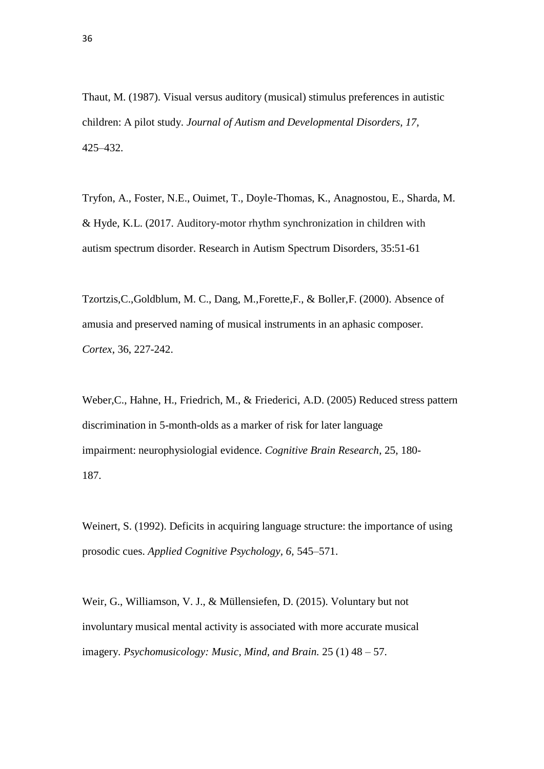Thaut, M. (1987). Visual versus auditory (musical) stimulus preferences in autistic children: A pilot study. *Journal of Autism and Developmental Disorders, 17,* 425–432.

Tryfon, A., Foster, N.E., Ouimet, T., Doyle-Thomas, K., Anagnostou, E., Sharda, M. & Hyde, K.L. (2017. Auditory-motor rhythm synchronization in children with autism spectrum disorder. Research in Autism Spectrum Disorders, 35:51-61

Tzortzis,C.,Goldblum, M. C., Dang, M.,Forette,F., & Boller,F. (2000). Absence of amusia and preserved naming of musical instruments in an aphasic composer. *Cortex*, 36, 227-242.

Weber,C., Hahne, H., Friedrich, M., & Friederici, A.D. (2005) Reduced stress pattern discrimination in 5-month-olds as a marker of risk for later language impairment: neurophysiologial evidence. *Cognitive Brain Research*, 25, 180-187.

Weinert, S. (1992). Deficits in acquiring language structure: the importance of using prosodic cues. *Applied Cognitive Psychology, 6,* 545–571.

Weir, G., Williamson, V. J., & Müllensiefen, D. (2015). Voluntary but not involuntary musical mental activity is associated with more accurate musical imagery. *Psychomusicology: Music, Mind, and Brain.* 25 (1) 48 – 57.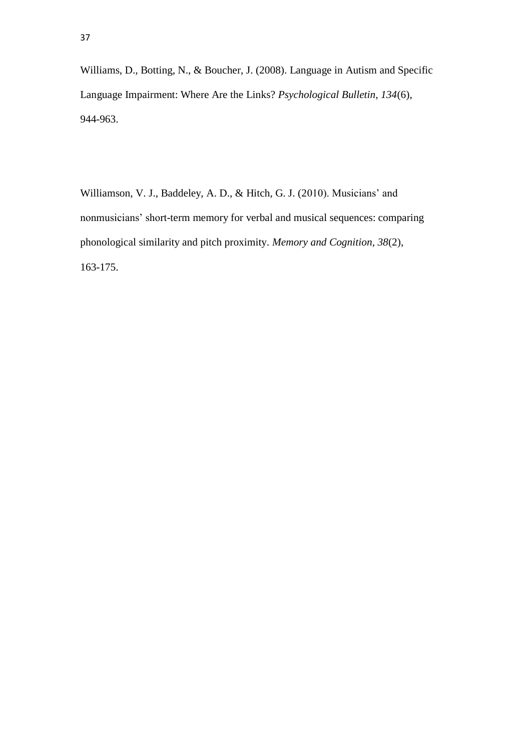Williams, D., Botting, N., & Boucher, J. (2008). Language in Autism and Specific Language Impairment: Where Are the Links? *Psychological Bulletin, 134*(6), 944-963.

Williamson, V. J., Baddeley, A. D., & Hitch, G. J. (2010). Musicians' and nonmusicians' short-term memory for verbal and musical sequences: comparing phonological similarity and pitch proximity. *Memory and Cognition, 38*(2), 163-175.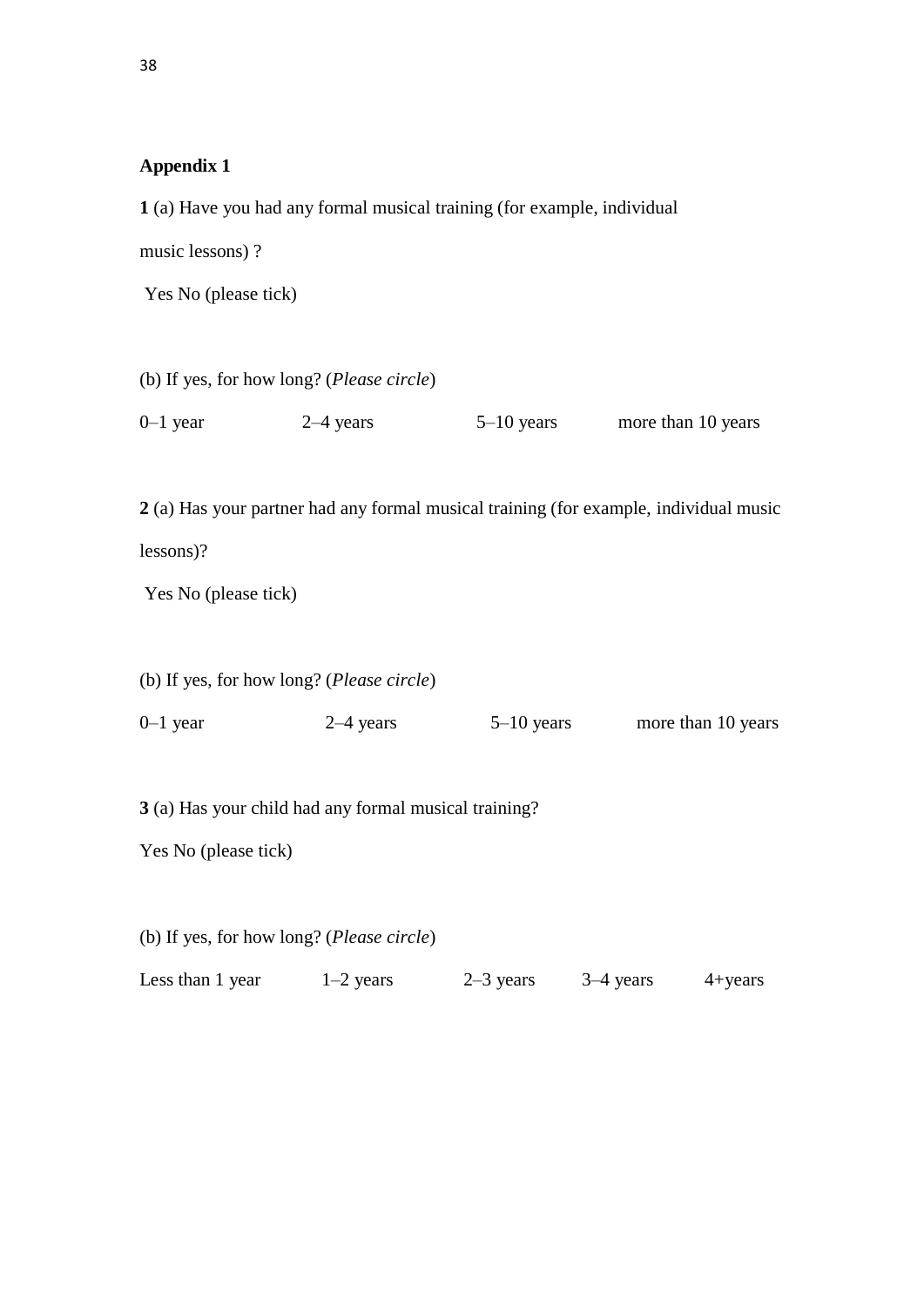**Appendix 1**

**1** (a) Have you had any formal musical training (for example, individual music lessons) ?

Yes No (please tick)

(b) If yes, for how long? (*Please circle*)

0–1 year    2–4 years    5–10 years    more than 10 years

**2** (a) Has your partner had any formal musical training (for example, individual music lessons)?

Yes No (please tick)

(b) If yes, for how long? (*Please circle*)

0–1 year    2–4 years    5–10 years    more than 10 years

**3** (a) Has your child had any formal musical training?

Yes No (please tick)

(b) If yes, for how long? (*Please circle*)

Less than 1 year    1–2 years    2–3 years    3–4 years    4+years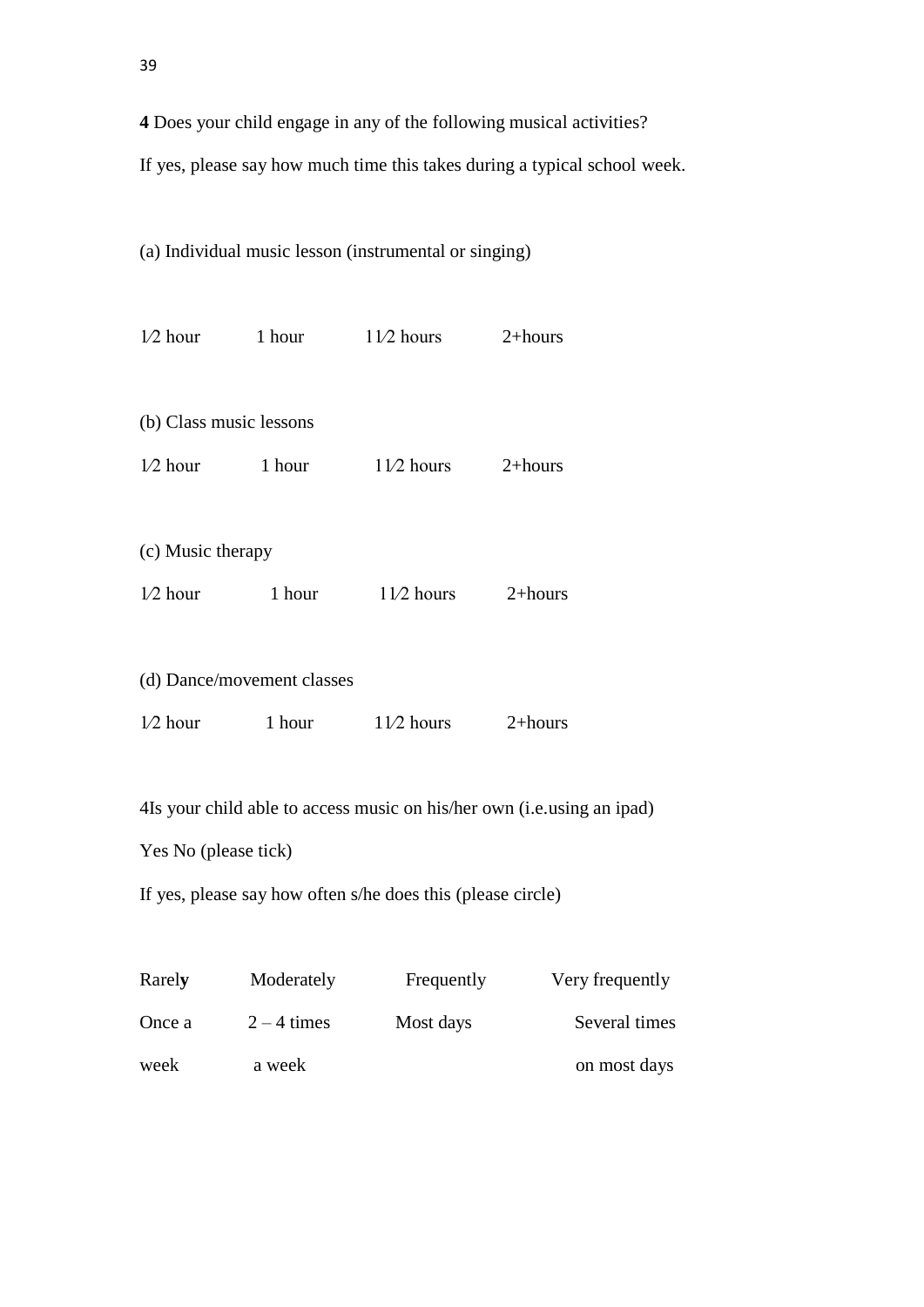**4** Does your child engage in any of the following musical activities?

If yes, please say how much time this takes during a typical school week.

(a) Individual music lesson (instrumental or singing)

1⁄2 hour 1 hour 11⁄2 hours 2+hours

(b) Class music lessons

1⁄2 hour 1 hour 11⁄2 hours 2+hours

(c) Music therapy

1⁄2 hour 1 hour 11⁄2 hours 2+hours

(d) Dance/movement classes

1⁄2 hour 1 hour 11⁄2 hours 2+hours

4Is your child able to access music on his/her own (i.e.using an ipad)

Yes No (please tick)

If yes, please say how often s/he does this (please circle)

| Rarely | Moderately | Frequently | Very frequently |
|---|---|---|---|
| Once a week | 2 – 4 times a week | Most days | Several times on most days |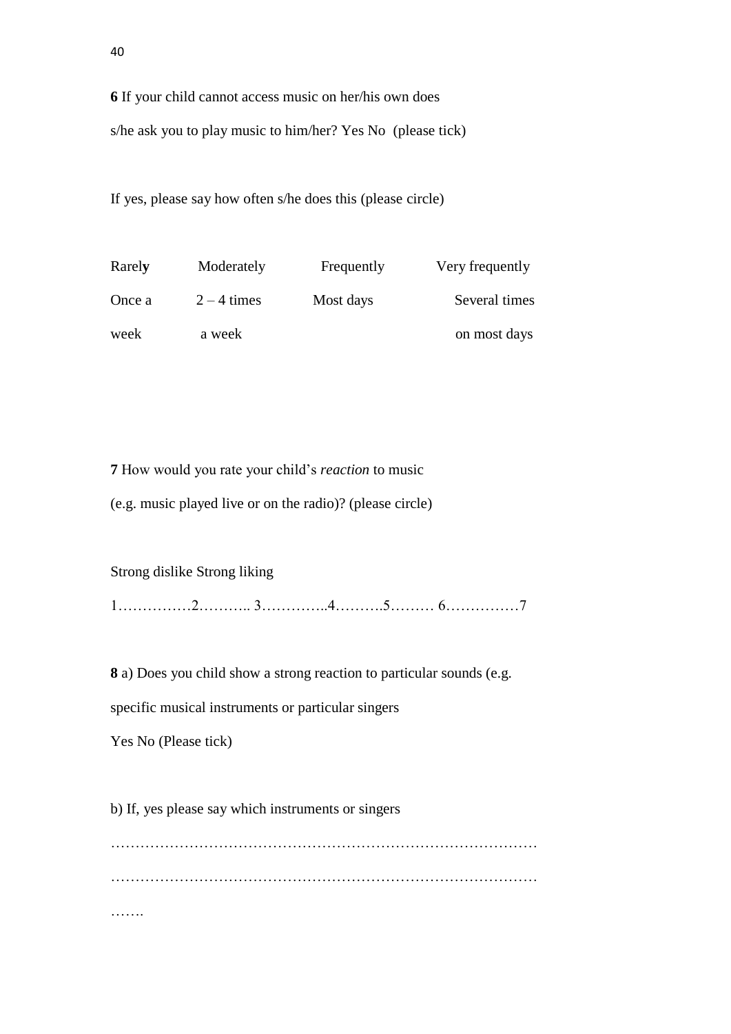**6** If your child cannot access music on her/his own does

s/he ask you to play music to him/her? Yes No (please tick)

If yes, please say how often s/he does this (please circle)

| Rarel**y** | Moderately | Frequently | Very frequently |
|---|---|---|---|
| Once a week | 2 – 4 times a week | Most days | Several times on most days |

**7** How would you rate your child's *rection* to music

(e.g. music played live or on the radio)? (please circle)

Strong dislike Strong liking

1……………2……….. 3…………..4……….5……… 6……………7

**8** a) Does you child show a strong reaction to particular sounds (e.g. specific musical instruments or particular singers

Yes No (Please tick)

b) If, yes please say which instruments or singers

……………………………………………………………………………

……………………………………………………………………………

…….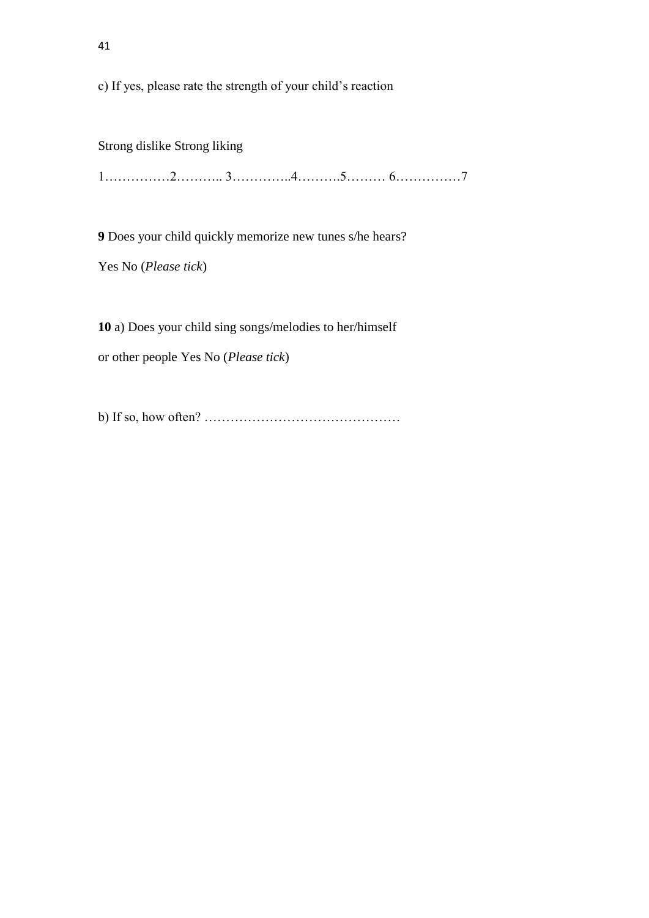c) If yes, please rate the strength of your child's reaction

Strong dislike Strong liking

1……………2……….. 3…………..4……….5……… 6……………7

**9** Does your child quickly memorize new tunes s/he hears?

Yes No (*Please tick*)

**10** a) Does your child sing songs/melodies to her/himself

or other people Yes No (*Please tick*)

b) If so, how often? ………………………………………